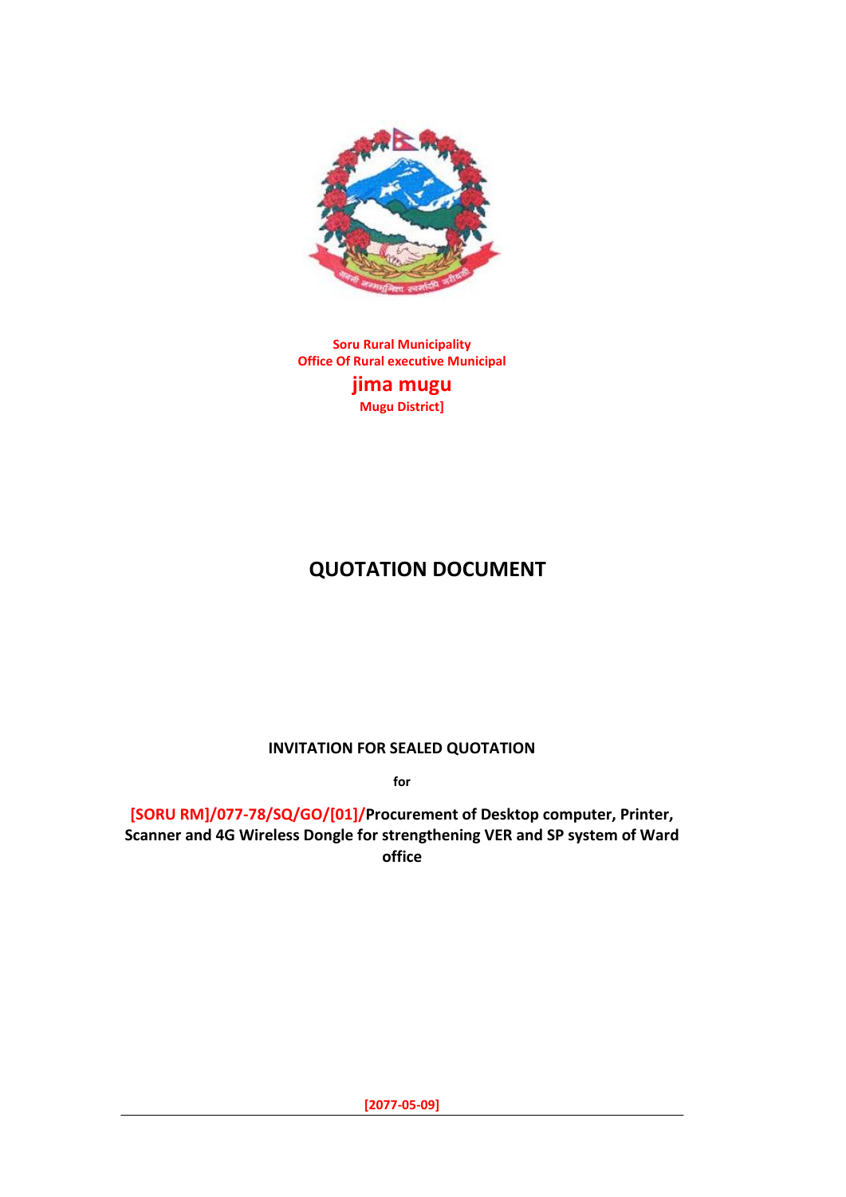Soru Rural Municipality

Office Of Rural executive Municipal

**jima mugu**

Mugu District]

# QUOTATION DOCUMENT

**INVITATION FOR SEALED QUOTATION**

**for**

**[SORU RM]/077-78/SQ/GO/[01]/Procurement of Desktop computer, Printer, Scanner and 4G Wireless Dongle for strengthening VER and SP system of Ward office**

**[2077-05-09]**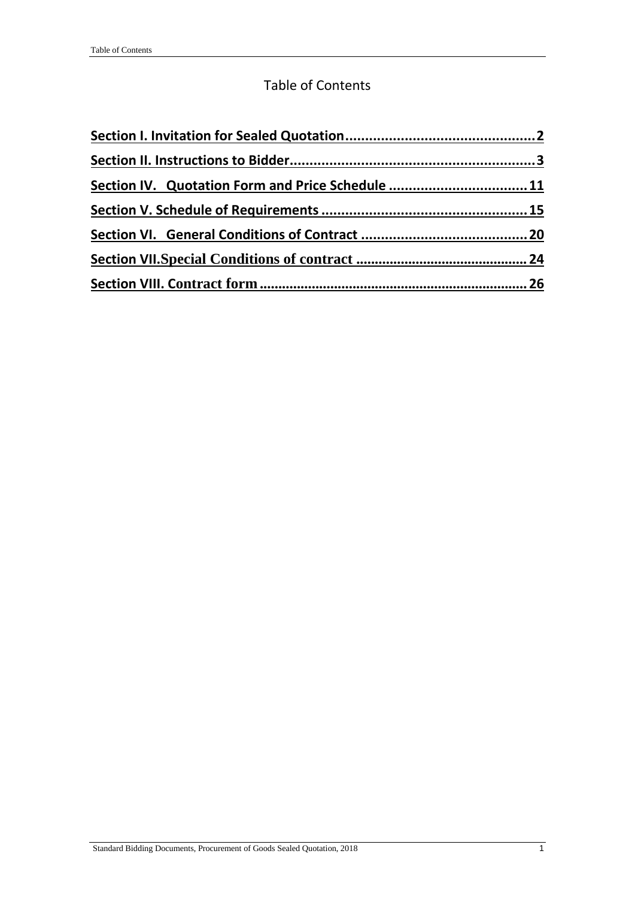# Table of Contents

**Section I. Invitation for Sealed Quotation................................................2**

**Section II. Instructions to Bidder..............................................................3**

**Section IV. Quotation Form and Price Schedule ...................................11**

**Section V. Schedule of Requirements ....................................................15**

**Section VI. General Conditions of Contract ...........................................20**

**Section VII.Special Conditions of contract .............................................24**

**Section VIII. Contract form.......................................................................26**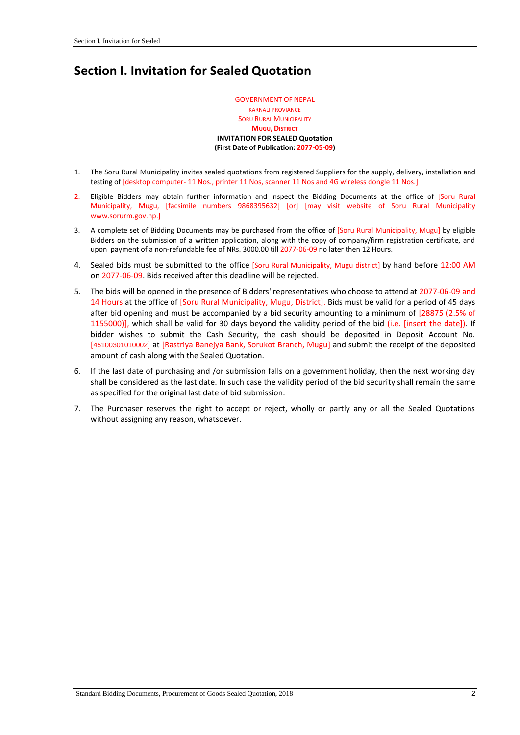# Section I. Invitation for Sealed Quotation

GOVERNMENT OF NEPAL
KARNALI PROVIANCE
SORU RURAL MUNICIPALITY
**MUGU, DISTRICT**
**INVITATION FOR SEALED Quotation**
**(First Date of Publication: 2077-05-09)**

1. The Soru Rural Municipality invites sealed quotations from registered Suppliers for the supply, delivery, installation and testing of [desktop computer- 11 Nos., printer 11 Nos, scanner 11 Nos and 4G wireless dongle 11 Nos.]

2. Eligible Bidders may obtain further information and inspect the Bidding Documents at the office of [Soru Rural Municipality, Mugu, [facsimile numbers 9868395632] [or] [may visit website of Soru Rural Municipality www.sorurm.gov.np.]

3. A complete set of Bidding Documents may be purchased from the office of [Soru Rural Municipality, Mugu] by eligible Bidders on the submission of a written application, along with the copy of company/firm registration certificate, and upon payment of a non-refundable fee of NRs. 3000.00 till 2077-06-09 no later then 12 Hours.

4. Sealed bids must be submitted to the office [Soru Rural Municipality, Mugu district] by hand before 12:00 AM on 2077-06-09. Bids received after this deadline will be rejected.

5. The bids will be opened in the presence of Bidders' representatives who choose to attend at 2077-06-09 and 14 Hours at the office of [Soru Rural Municipality, Mugu, District]. Bids must be valid for a period of 45 days after bid opening and must be accompanied by a bid security amounting to a minimum of [28875 (2.5% of 1155000)], which shall be valid for 30 days beyond the validity period of the bid (i.e. [insert the date]). If bidder wishes to submit the Cash Security, the cash should be deposited in Deposit Account No. [45100301010002] at [Rastriya Banejya Bank, Sorukot Branch, Mugu] and submit the receipt of the deposited amount of cash along with the Sealed Quotation.

6. If the last date of purchasing and /or submission falls on a government holiday, then the next working day shall be considered as the last date. In such case the validity period of the bid security shall remain the same as specified for the original last date of bid submission.

7. The Purchaser reserves the right to accept or reject, wholly or partly any or all the Sealed Quotations without assigning any reason, whatsoever.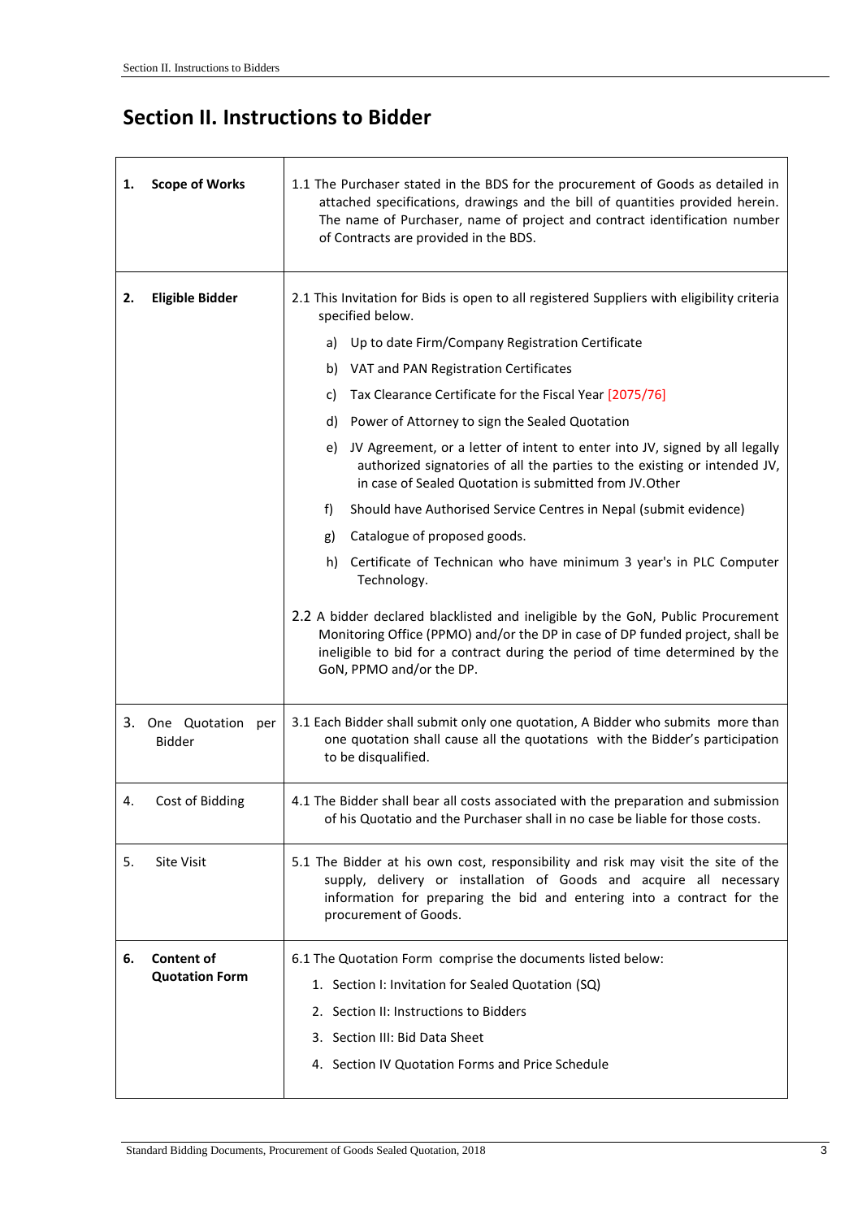# Section II. Instructions to Bidder

| | |
|---|---|
| **1. Scope of Works** | 1.1 The Purchaser stated in the BDS for the procurement of Goods as detailed in attached specifications, drawings and the bill of quantities provided herein. The name of Purchaser, name of project and contract identification number of Contracts are provided in the BDS. |
| **2. Eligible Bidder** | 2.1 This Invitation for Bids is open to all registered Suppliers with eligibility criteria specified below.<br>a) Up to date Firm/Company Registration Certificate<br>b) VAT and PAN Registration Certificates<br>c) Tax Clearance Certificate for the Fiscal Year [2075/76]<br>d) Power of Attorney to sign the Sealed Quotation<br>e) JV Agreement, or a letter of intent to enter into JV, signed by all legally authorized signatories of all the parties to the existing or intended JV, in case of Sealed Quotation is submitted from JV.Other<br>f) Should have Authorised Service Centres in Nepal (submit evidence)<br>g) Catalogue of proposed goods.<br>h) Certificate of Technican who have minimum 3 year's in PLC Computer Technology.<br><br>2.2 A bidder declared blacklisted and ineligible by the GoN, Public Procurement Monitoring Office (PPMO) and/or the DP in case of DP funded project, shall be ineligible to bid for a contract during the period of time determined by the GoN, PPMO and/or the DP. |
| 3. One Quotation per Bidder | 3.1 Each Bidder shall submit only one quotation, A Bidder who submits more than one quotation shall cause all the quotations with the Bidder's participation to be disqualified. |
| 4. Cost of Bidding | 4.1 The Bidder shall bear all costs associated with the preparation and submission of his Quotatio and the Purchaser shall in no case be liable for those costs. |
| 5. Site Visit | 5.1 The Bidder at his own cost, responsibility and risk may visit the site of the supply, delivery or installation of Goods and acquire all necessary information for preparing the bid and entering into a contract for the procurement of Goods. |
| **6. Content of Quotation Form** | 6.1 The Quotation Form comprise the documents listed below:<br>1. Section I: Invitation for Sealed Quotation (SQ)<br>2. Section II: Instructions to Bidders<br>3. Section III: Bid Data Sheet<br>4. Section IV Quotation Forms and Price Schedule |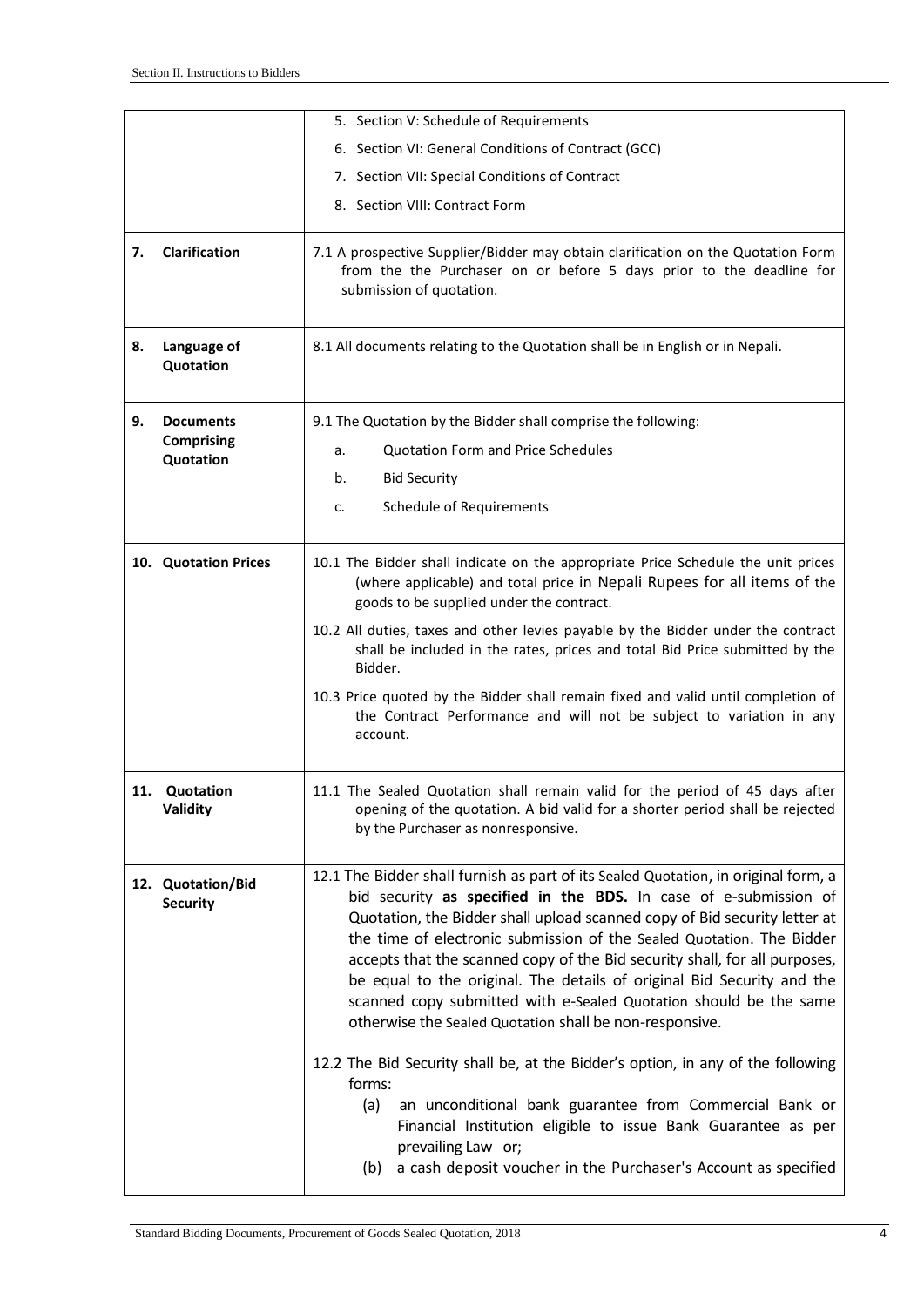| | |
|---|---|
| | 5. Section V: Schedule of Requirements<br>6. Section VI: General Conditions of Contract (GCC)<br>7. Section VII: Special Conditions of Contract<br>8. Section VIII: Contract Form |
| **7. Clarification** | 7.1 A prospective Supplier/Bidder may obtain clarification on the Quotation Form from the the Purchaser on or before 5 days prior to the deadline for submission of quotation. |
| **8. Language of Quotation** | 8.1 All documents relating to the Quotation shall be in English or in Nepali. |
| **9. Documents Comprising Quotation** | 9.1 The Quotation by the Bidder shall comprise the following:<br>a. Quotation Form and Price Schedules<br>b. Bid Security<br>c. Schedule of Requirements |
| **10. Quotation Prices** | 10.1 The Bidder shall indicate on the appropriate Price Schedule the unit prices (where applicable) and total price in Nepali Rupees for all items of the goods to be supplied under the contract.<br>10.2 All duties, taxes and other levies payable by the Bidder under the contract shall be included in the rates, prices and total Bid Price submitted by the Bidder.<br>10.3 Price quoted by the Bidder shall remain fixed and valid until completion of the Contract Performance and will not be subject to variation in any account. |
| **11. Quotation Validity** | 11.1 The Sealed Quotation shall remain valid for the period of 45 days after opening of the quotation. A bid valid for a shorter period shall be rejected by the Purchaser as nonresponsive. |
| **12. Quotation/Bid Security** | 12.1 The Bidder shall furnish as part of its Sealed Quotation, in original form, a bid security **as specified in the BDS.** In case of e-submission of Quotation, the Bidder shall upload scanned copy of Bid security letter at the time of electronic submission of the Sealed Quotation. The Bidder accepts that the scanned copy of the Bid security shall, for all purposes, be equal to the original. The details of original Bid Security and the scanned copy submitted with e-Sealed Quotation should be the same otherwise the Sealed Quotation shall be non-responsive.<br>12.2 The Bid Security shall be, at the Bidder's option, in any of the following forms:<br>(a) an unconditional bank guarantee from Commercial Bank or Financial Institution eligible to issue Bank Guarantee as per prevailing Law or;<br>(b) a cash deposit voucher in the Purchaser's Account as specified |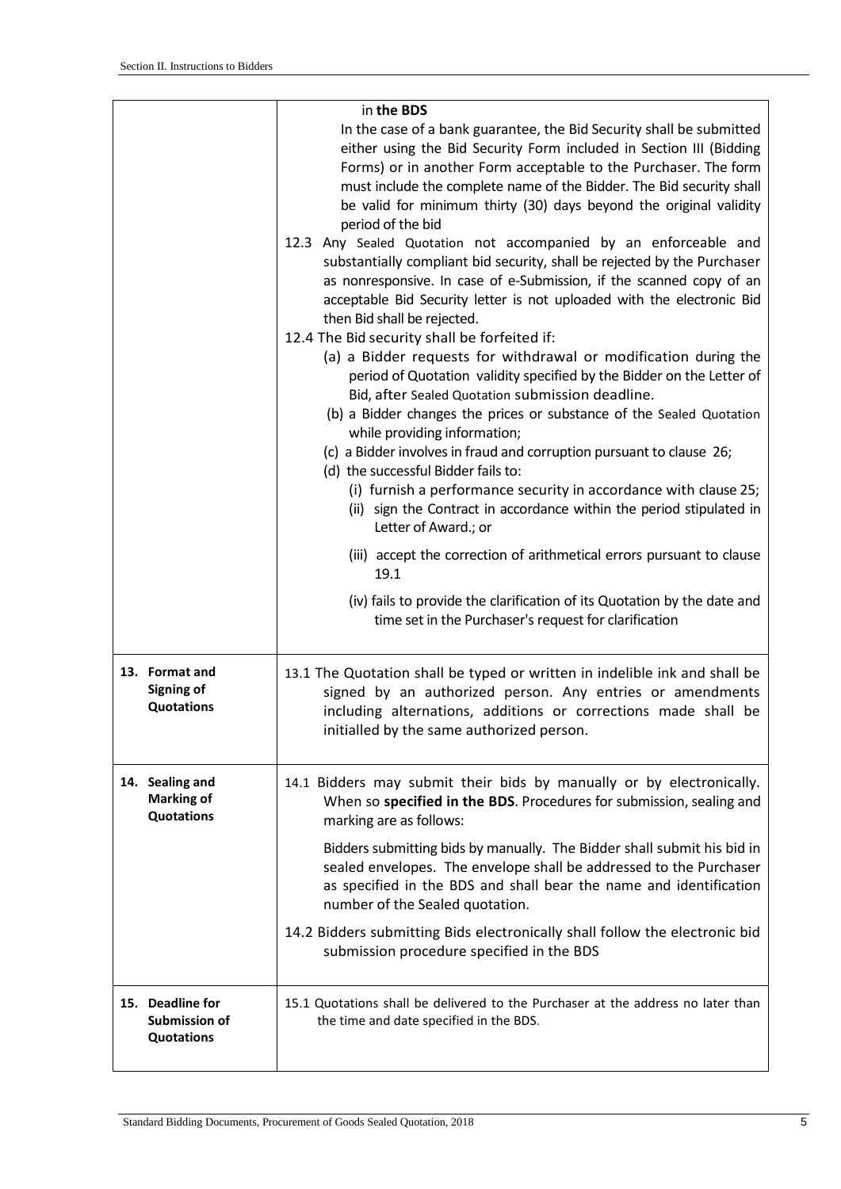| | |
|---|---|
| | in **the BDS**<br>In the case of a bank guarantee, the Bid Security shall be submitted either using the Bid Security Form included in Section III (Bidding Forms) or in another Form acceptable to the Purchaser. The form must include the complete name of the Bidder. The Bid security shall be valid for minimum thirty (30) days beyond the original validity period of the bid<br>12.3 Any Sealed Quotation not accompanied by an enforceable and substantially compliant bid security, shall be rejected by the Purchaser as nonresponsive. In case of e-Submission, if the scanned copy of an acceptable Bid Security letter is not uploaded with the electronic Bid then Bid shall be rejected.<br>12.4 The Bid security shall be forfeited if:<br>(a) a Bidder requests for withdrawal or modification during the period of Quotation validity specified by the Bidder on the Letter of Bid, after Sealed Quotation submission deadline.<br>(b) a Bidder changes the prices or substance of the Sealed Quotation while providing information;<br>(c) a Bidder involves in fraud and corruption pursuant to clause 26;<br>(d) the successful Bidder fails to:<br>(i) furnish a performance security in accordance with clause 25;<br>(ii) sign the Contract in accordance within the period stipulated in Letter of Award.; or<br>(iii) accept the correction of arithmetical errors pursuant to clause 19.1<br>(iv) fails to provide the clarification of its Quotation by the date and time set in the Purchaser's request for clarification |
| **13. Format and Signing of Quotations** | 13.1 The Quotation shall be typed or written in indelible ink and shall be signed by an authorized person. Any entries or amendments including alternations, additions or corrections made shall be initialled by the same authorized person. |
| **14. Sealing and Marking of Quotations** | 14.1 Bidders may submit their bids by manually or by electronically. When so **specified in the BDS**. Procedures for submission, sealing and marking are as follows:<br>Bidders submitting bids by manually. The Bidder shall submit his bid in sealed envelopes. The envelope shall be addressed to the Purchaser as specified in the BDS and shall bear the name and identification number of the Sealed quotation.<br>14.2 Bidders submitting Bids electronically shall follow the electronic bid submission procedure specified in the BDS |
| **15. Deadline for Submission of Quotations** | 15.1 Quotations shall be delivered to the Purchaser at the address no later than the time and date specified in the BDS. |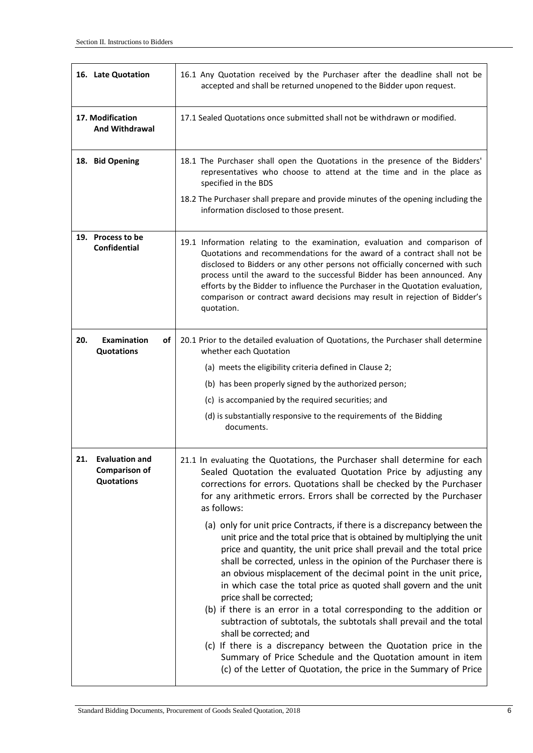| | |
|---|---|
| **16. Late Quotation** | 16.1 Any Quotation received by the Purchaser after the deadline shall not be accepted and shall be returned unopened to the Bidder upon request. |
| **17. Modification And Withdrawal** | 17.1 Sealed Quotations once submitted shall not be withdrawn or modified. |
| **18. Bid Opening** | 18.1 The Purchaser shall open the Quotations in the presence of the Bidders' representatives who choose to attend at the time and in the place as specified in the BDS<br><br>18.2 The Purchaser shall prepare and provide minutes of the opening including the information disclosed to those present. |
| **19. Process to be Confidential** | 19.1 Information relating to the examination, evaluation and comparison of Quotations and recommendations for the award of a contract shall not be disclosed to Bidders or any other persons not officially concerned with such process until the award to the successful Bidder has been announced. Any efforts by the Bidder to influence the Purchaser in the Quotation evaluation, comparison or contract award decisions may result in rejection of Bidder's quotation. |
| **20. Examination of Quotations** | 20.1 Prior to the detailed evaluation of Quotations, the Purchaser shall determine whether each Quotation<br><br>(a) meets the eligibility criteria defined in Clause 2;<br><br>(b) has been properly signed by the authorized person;<br><br>(c) is accompanied by the required securities; and<br><br>(d) is substantially responsive to the requirements of the Bidding documents. |
| **21. Evaluation and Comparison of Quotations** | 21.1 In evaluating the Quotations, the Purchaser shall determine for each Sealed Quotation the evaluated Quotation Price by adjusting any corrections for errors. Quotations shall be checked by the Purchaser for any arithmetic errors. Errors shall be corrected by the Purchaser as follows:<br><br>(a) only for unit price Contracts, if there is a discrepancy between the unit price and the total price that is obtained by multiplying the unit price and quantity, the unit price shall prevail and the total price shall be corrected, unless in the opinion of the Purchaser there is an obvious misplacement of the decimal point in the unit price, in which case the total price as quoted shall govern and the unit price shall be corrected;<br><br>(b) if there is an error in a total corresponding to the addition or subtraction of subtotals, the subtotals shall prevail and the total shall be corrected; and<br><br>(c) If there is a discrepancy between the Quotation price in the Summary of Price Schedule and the Quotation amount in item (c) of the Letter of Quotation, the price in the Summary of Price |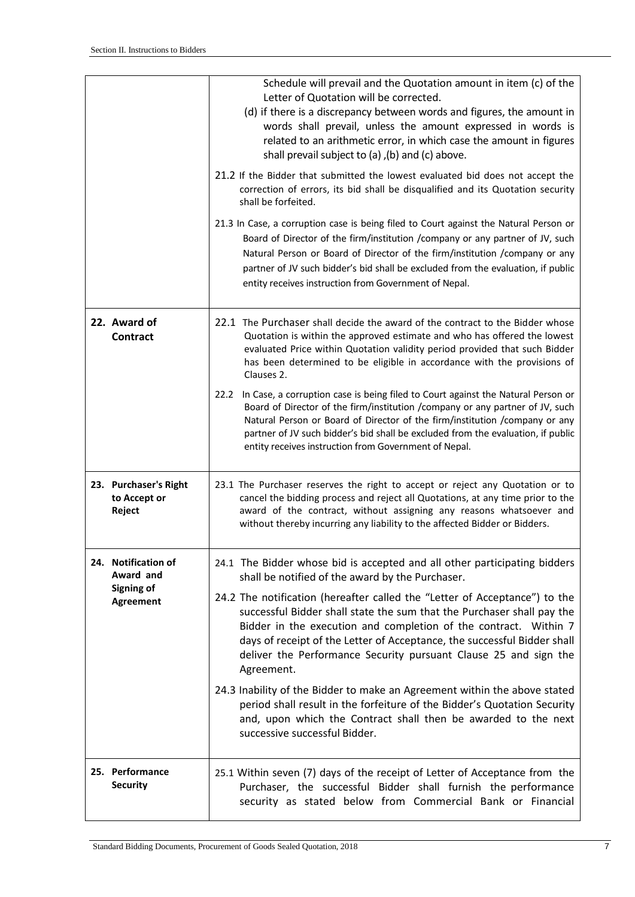| | |
|---|---|
| | Schedule will prevail and the Quotation amount in item (c) of the Letter of Quotation will be corrected.<br>(d) if there is a discrepancy between words and figures, the amount in words shall prevail, unless the amount expressed in words is related to an arithmetic error, in which case the amount in figures shall prevail subject to (a) ,(b) and (c) above.<br><br>21.2 If the Bidder that submitted the lowest evaluated bid does not accept the correction of errors, its bid shall be disqualified and its Quotation security shall be forfeited.<br><br>21.3 In Case, a corruption case is being filed to Court against the Natural Person or Board of Director of the firm/institution /company or any partner of JV, such Natural Person or Board of Director of the firm/institution /company or any partner of JV such bidder's bid shall be excluded from the evaluation, if public entity receives instruction from Government of Nepal. |
| **22. Award of Contract** | 22.1 The Purchaser shall decide the award of the contract to the Bidder whose Quotation is within the approved estimate and who has offered the lowest evaluated Price within Quotation validity period provided that such Bidder has been determined to be eligible in accordance with the provisions of Clauses 2.<br><br>22.2 In Case, a corruption case is being filed to Court against the Natural Person or Board of Director of the firm/institution /company or any partner of JV, such Natural Person or Board of Director of the firm/institution /company or any partner of JV such bidder's bid shall be excluded from the evaluation, if public entity receives instruction from Government of Nepal. |
| **23. Purchaser's Right to Accept or Reject** | 23.1 The Purchaser reserves the right to accept or reject any Quotation or to cancel the bidding process and reject all Quotations, at any time prior to the award of the contract, without assigning any reasons whatsoever and without thereby incurring any liability to the affected Bidder or Bidders. |
| **24. Notification of Award and Signing of Agreement** | 24.1 The Bidder whose bid is accepted and all other participating bidders shall be notified of the award by the Purchaser.<br><br>24.2 The notification (hereafter called the "Letter of Acceptance") to the successful Bidder shall state the sum that the Purchaser shall pay the Bidder in the execution and completion of the contract. Within 7 days of receipt of the Letter of Acceptance, the successful Bidder shall deliver the Performance Security pursuant Clause 25 and sign the Agreement.<br><br>24.3 Inability of the Bidder to make an Agreement within the above stated period shall result in the forfeiture of the Bidder's Quotation Security and, upon which the Contract shall then be awarded to the next successive successful Bidder. |
| **25. Performance Security** | 25.1 Within seven (7) days of the receipt of Letter of Acceptance from the Purchaser, the successful Bidder shall furnish the performance security as stated below from Commercial Bank or Financial |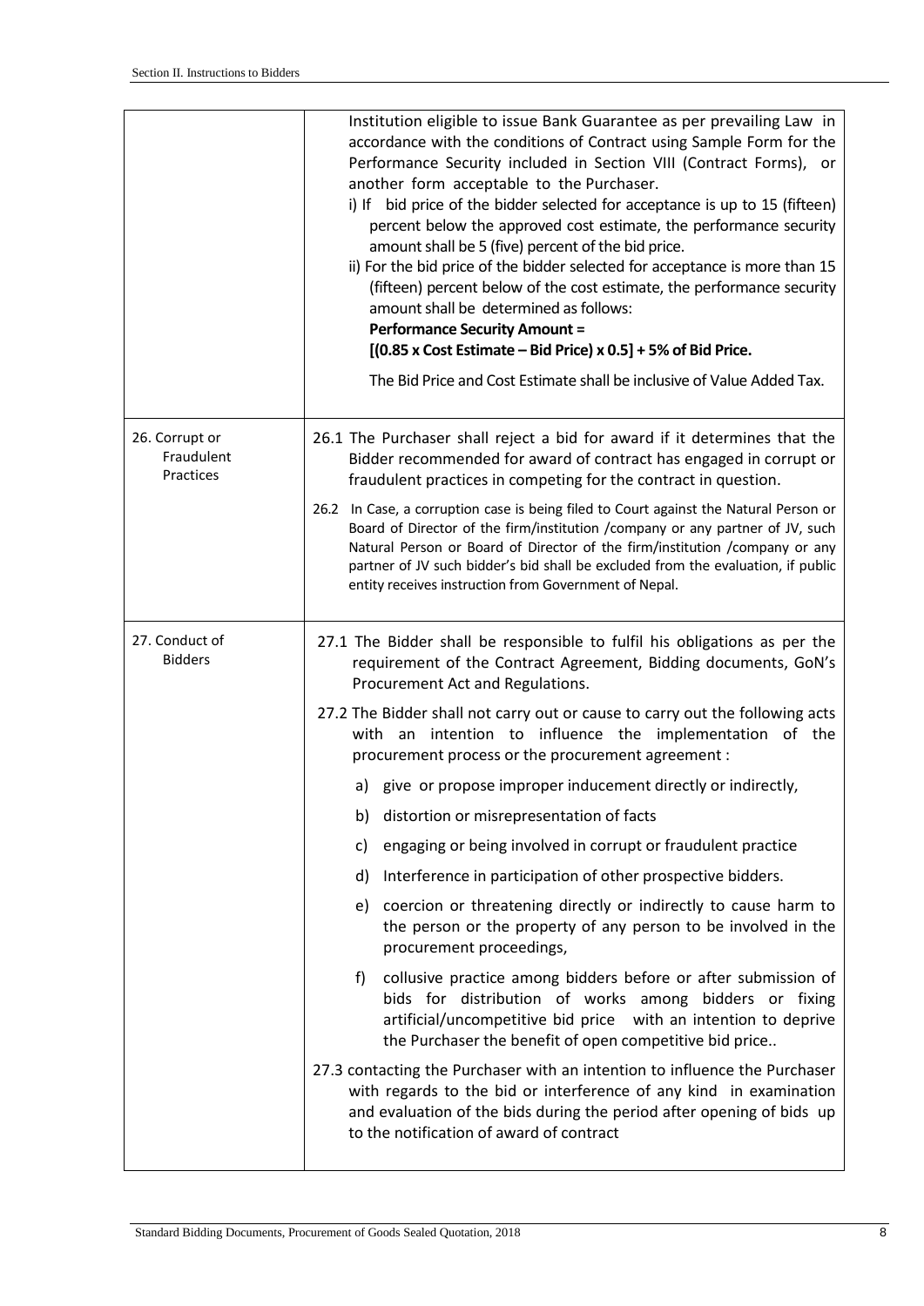| | |
|---|---|
| | Institution eligible to issue Bank Guarantee as per prevailing Law in accordance with the conditions of Contract using Sample Form for the Performance Security included in Section VIII (Contract Forms), or another form acceptable to the Purchaser.<br>i) If bid price of the bidder selected for acceptance is up to 15 (fifteen) percent below the approved cost estimate, the performance security amount shall be 5 (five) percent of the bid price.<br>ii) For the bid price of the bidder selected for acceptance is more than 15 (fifteen) percent below of the cost estimate, the performance security amount shall be determined as follows:<br>**Performance Security Amount =**<br>**[(0.85 x Cost Estimate – Bid Price) x 0.5] + 5% of Bid Price.**<br>The Bid Price and Cost Estimate shall be inclusive of Value Added Tax. |
| 26. Corrupt or Fraudulent Practices | 26.1 The Purchaser shall reject a bid for award if it determines that the Bidder recommended for award of contract has engaged in corrupt or fraudulent practices in competing for the contract in question.<br>26.2 In Case, a corruption case is being filed to Court against the Natural Person or Board of Director of the firm/institution /company or any partner of JV, such Natural Person or Board of Director of the firm/institution /company or any partner of JV such bidder's bid shall be excluded from the evaluation, if public entity receives instruction from Government of Nepal. |
| 27. Conduct of Bidders | 27.1 The Bidder shall be responsible to fulfil his obligations as per the requirement of the Contract Agreement, Bidding documents, GoN's Procurement Act and Regulations.<br>27.2 The Bidder shall not carry out or cause to carry out the following acts with an intention to influence the implementation of the procurement process or the procurement agreement :<br>a) give or propose improper inducement directly or indirectly,<br>b) distortion or misrepresentation of facts<br>c) engaging or being involved in corrupt or fraudulent practice<br>d) Interference in participation of other prospective bidders.<br>e) coercion or threatening directly or indirectly to cause harm to the person or the property of any person to be involved in the procurement proceedings,<br>f) collusive practice among bidders before or after submission of bids for distribution of works among bidders or fixing artificial/uncompetitive bid price with an intention to deprive the Purchaser the benefit of open competitive bid price..<br>27.3 contacting the Purchaser with an intention to influence the Purchaser with regards to the bid or interference of any kind in examination and evaluation of the bids during the period after opening of bids up to the notification of award of contract |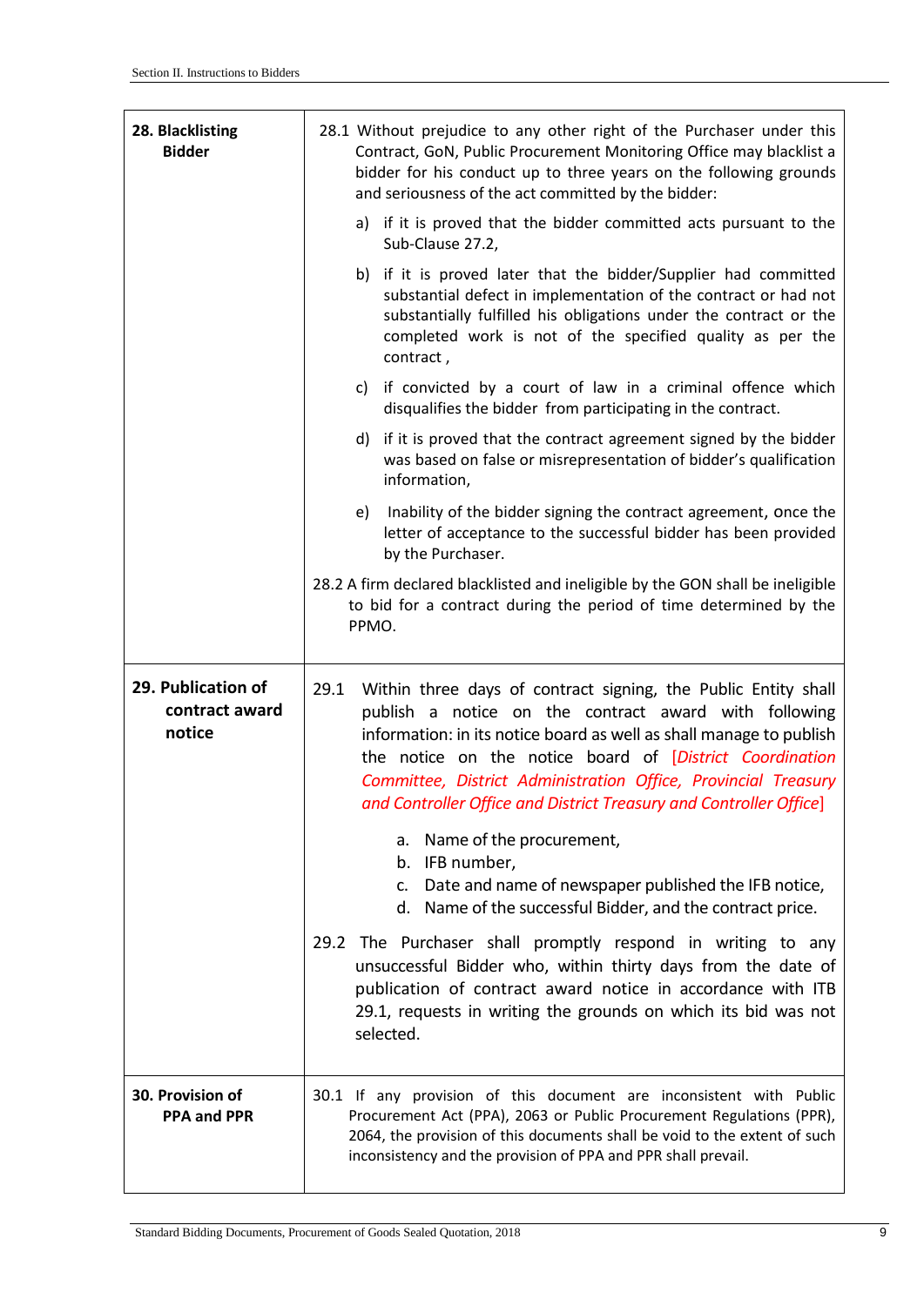| 28. Blacklisting Bidder | 28.1 Without prejudice to any other right of the Purchaser under this Contract, GoN, Public Procurement Monitoring Office may blacklist a bidder for his conduct up to three years on the following grounds and seriousness of the act committed by the bidder:<br><br>a) if it is proved that the bidder committed acts pursuant to the Sub-Clause 27.2,<br><br>b) if it is proved later that the bidder/Supplier had committed substantial defect in implementation of the contract or had not substantially fulfilled his obligations under the contract or the completed work is not of the specified quality as per the contract ,<br><br>c) if convicted by a court of law in a criminal offence which disqualifies the bidder from participating in the contract.<br><br>d) if it is proved that the contract agreement signed by the bidder was based on false or misrepresentation of bidder's qualification information,<br><br>e) Inability of the bidder signing the contract agreement, once the letter of acceptance to the successful bidder has been provided by the Purchaser.<br><br>28.2 A firm declared blacklisted and ineligible by the GON shall be ineligible to bid for a contract during the period of time determined by the PPMO. |
|---|---|
| 29. Publication of contract award notice | 29.1 Within three days of contract signing, the Public Entity shall publish a notice on the contract award with following information: in its notice board as well as shall manage to publish the notice on the notice board of [*District Coordination Committee, District Administration Office, Provincial Treasury and Controller Office and District Treasury and Controller Office*]<br><br>a. Name of the procurement,<br>b. IFB number,<br>c. Date and name of newspaper published the IFB notice,<br>d. Name of the successful Bidder, and the contract price.<br><br>29.2 The Purchaser shall promptly respond in writing to any unsuccessful Bidder who, within thirty days from the date of publication of contract award notice in accordance with ITB 29.1, requests in writing the grounds on which its bid was not selected. |
| 30. Provision of PPA and PPR | 30.1 If any provision of this document are inconsistent with Public Procurement Act (PPA), 2063 or Public Procurement Regulations (PPR), 2064, the provision of this documents shall be void to the extent of such inconsistency and the provision of PPA and PPR shall prevail. |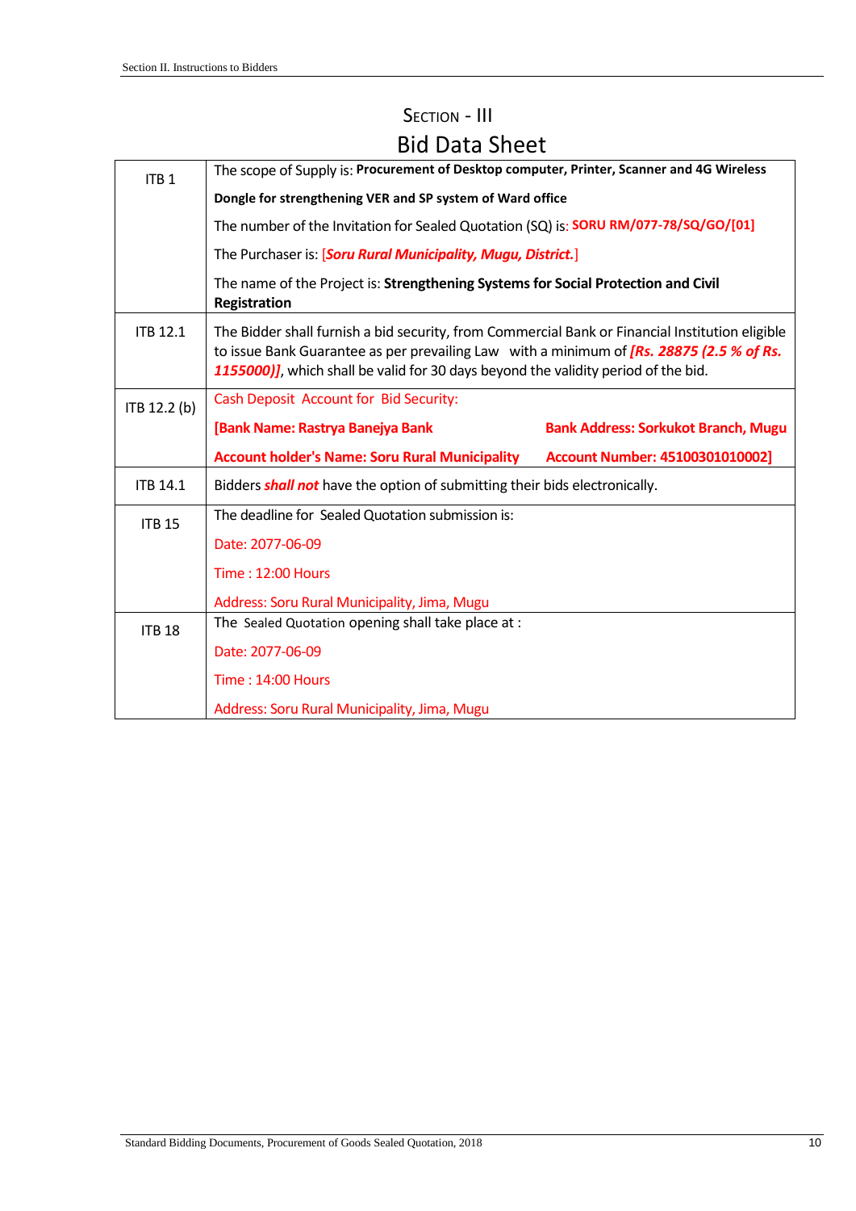## Section - III

# Bid Data Sheet

| | |
|---|---|
| ITB 1 | The scope of Supply is: **Procurement of Desktop computer, Printer, Scanner and 4G Wireless Dongle for strengthening VER and SP system of Ward office**<br><br>The number of the Invitation for Sealed Quotation (SQ) is: **SORU RM/077-78/SQ/GO/[01]**<br><br>The Purchaser is: [***Soru Rural Municipality, Mugu, District.***]<br><br>The name of the Project is: **Strengthening Systems for Social Protection and Civil Registration** |
| ITB 12.1 | The Bidder shall furnish a bid security, from Commercial Bank or Financial Institution eligible to issue Bank Guarantee as per prevailing Law with a minimum of ***[Rs. 28875 (2.5 % of Rs. 1155000)]***, which shall be valid for 30 days beyond the validity period of the bid. |
| ITB 12.2 (b) | Cash Deposit Account for Bid Security:<br><br>**[Bank Name: Rastrya Banejya Bank** **Bank Address: Sorkukot Branch, Mugu**<br><br>**Account holder's Name: Soru Rural Municipality** **Account Number: 45100301010002]** |
| ITB 14.1 | Bidders ***shall not*** have the option of submitting their bids electronically. |
| ITB 15 | The deadline for Sealed Quotation submission is:<br><br>Date: 2077-06-09<br><br>Time : 12:00 Hours<br><br>Address: Soru Rural Municipality, Jima, Mugu |
| ITB 18 | The Sealed Quotation opening shall take place at :<br><br>Date: 2077-06-09<br><br>Time : 14:00 Hours<br><br>Address: Soru Rural Municipality, Jima, Mugu |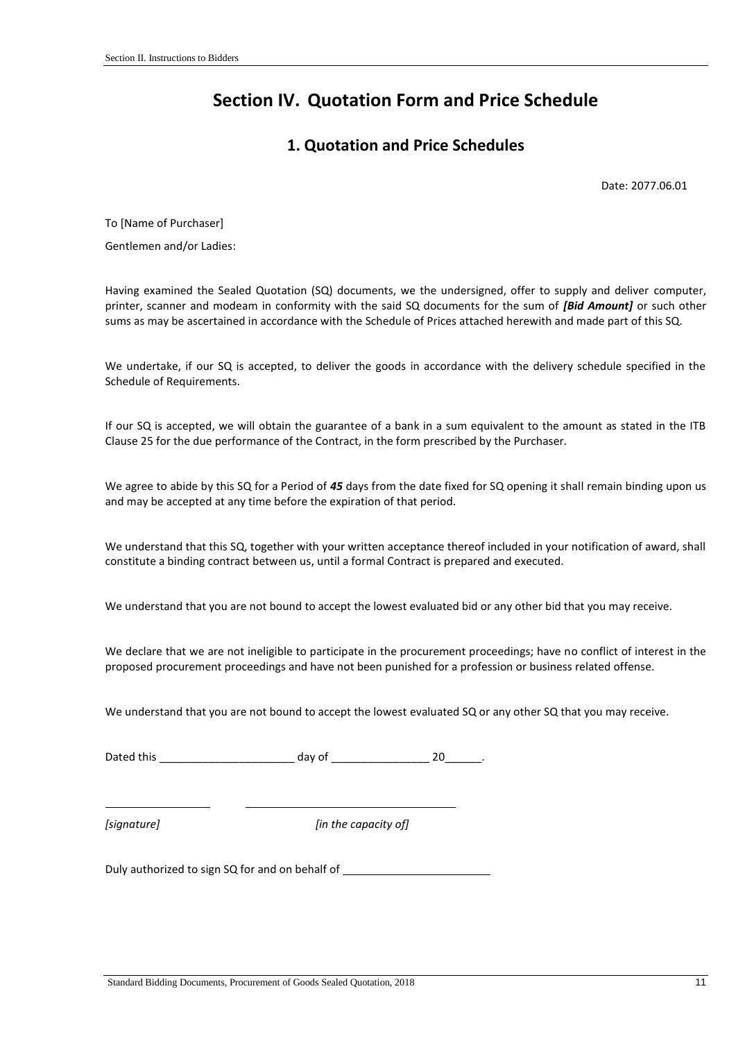# Section IV. Quotation Form and Price Schedule

## 1. Quotation and Price Schedules

Date: 2077.06.01

To [Name of Purchaser]

Gentlemen and/or Ladies:

Having examined the Sealed Quotation (SQ) documents, we the undersigned, offer to supply and deliver computer, printer, scanner and modeam in conformity with the said SQ documents for the sum of ***[Bid Amount]*** or such other sums as may be ascertained in accordance with the Schedule of Prices attached herewith and made part of this SQ.

We undertake, if our SQ is accepted, to deliver the goods in accordance with the delivery schedule specified in the Schedule of Requirements.

If our SQ is accepted, we will obtain the guarantee of a bank in a sum equivalent to the amount as stated in the ITB Clause 25 for the due performance of the Contract, in the form prescribed by the Purchaser.

We agree to abide by this SQ for a Period of ***45*** days from the date fixed for SQ opening it shall remain binding upon us and may be accepted at any time before the expiration of that period.

We understand that this SQ, together with your written acceptance thereof included in your notification of award, shall constitute a binding contract between us, until a formal Contract is prepared and executed.

We understand that you are not bound to accept the lowest evaluated bid or any other bid that you may receive.

We declare that we are not ineligible to participate in the procurement proceedings; have no conflict of interest in the proposed procurement proceedings and have not been punished for a profession or business related offense.

We understand that you are not bound to accept the lowest evaluated SQ or any other SQ that you may receive.

Dated this ______________________ day of ________________ 20______.

_________________ __________________________________

*[signature]* *[in the capacity of]*

Duly authorized to sign SQ for and on behalf of ________________________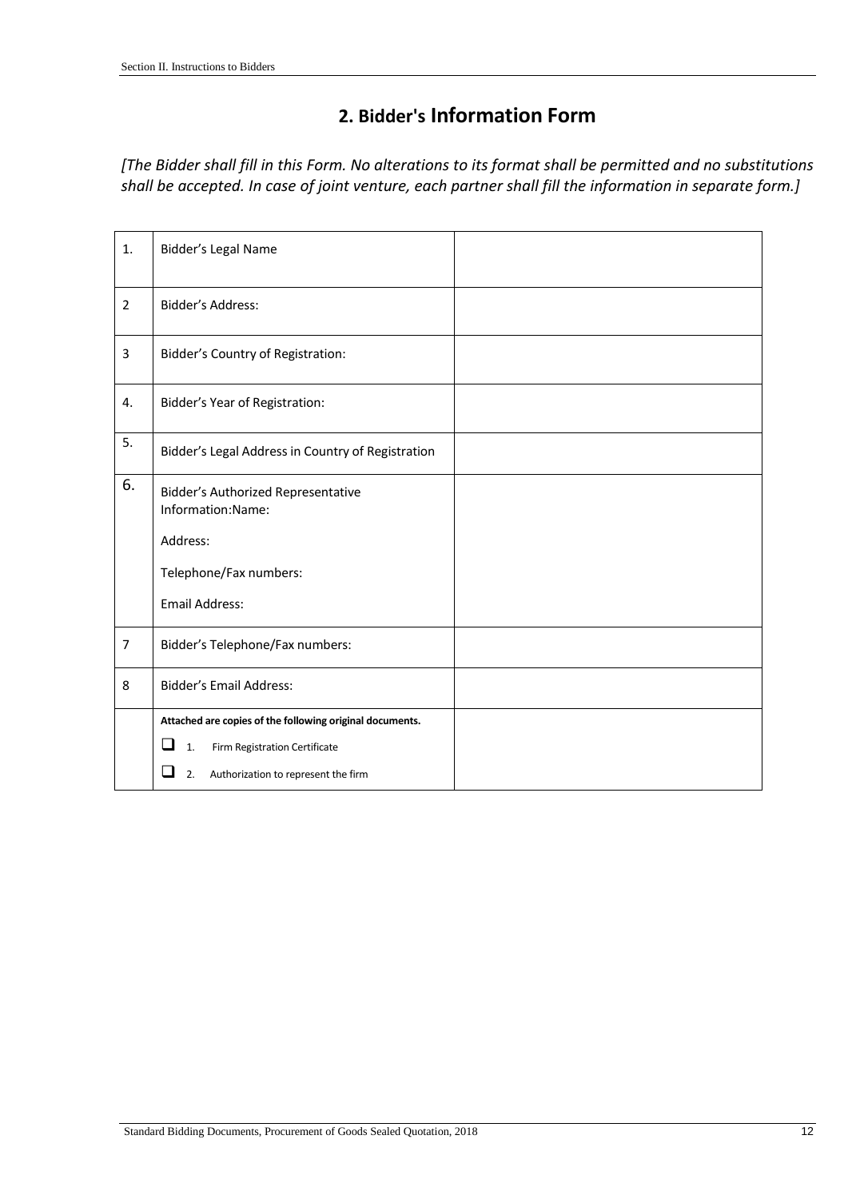## 2. Bidder's Information Form

*[The Bidder shall fill in this Form. No alterations to its format shall be permitted and no substitutions shall be accepted. In case of joint venture, each partner shall fill the information in separate form.]*

| | | |
|---|---|---|
| 1. | Bidder's Legal Name | |
| 2 | Bidder's Address: | |
| 3 | Bidder's Country of Registration: | |
| 4. | Bidder's Year of Registration: | |
| 5. | Bidder's Legal Address in Country of Registration | |
| 6. | Bidder's Authorized Representative Information:Name:<br><br>Address:<br><br>Telephone/Fax numbers:<br><br>Email Address: | |
| 7 | Bidder's Telephone/Fax numbers: | |
| 8 | Bidder's Email Address: | |
| | **Attached are copies of the following original documents.**<br>☐ 1. Firm Registration Certificate<br>☐ 2. Authorization to represent the firm | |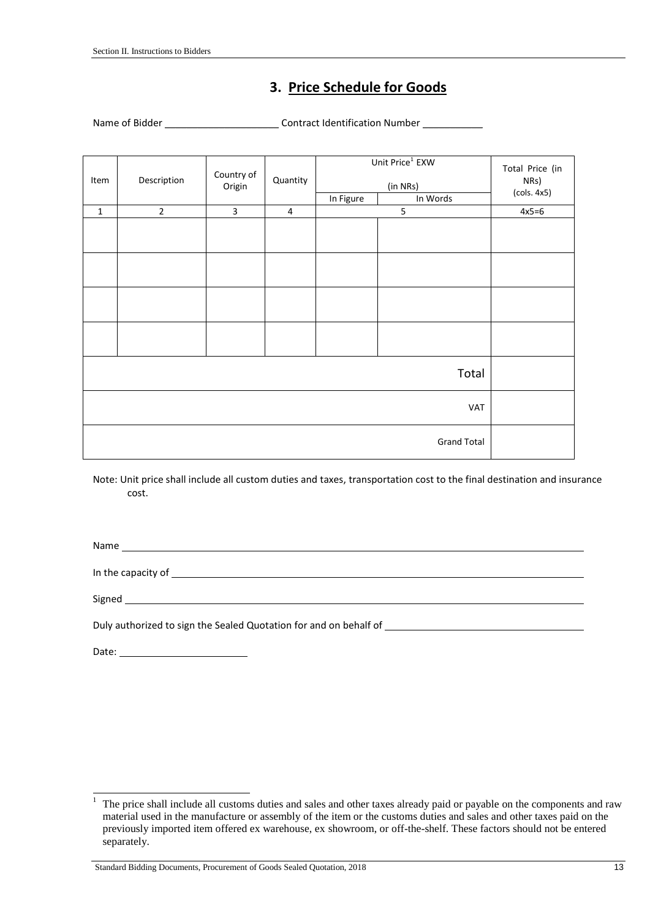## 3. Price Schedule for Goods

Name of Bidder ____________________ Contract Identification Number ___________

| Item | Description | Country of Origin | Quantity | Unit Price[1] EXW (in NRs) | | Total Price (in NRs) (cols. 4x5) |
|---|---|---|---|---|---|---|
| | | | | In Figure | In Words | |
| 1 | 2 | 3 | 4 | 5 | | 4x5=6 |
| | | | | | | |
| | | | | | | |
| | | | | | | |
| | | | | | | |
| Total | | | | | | |
| VAT | | | | | | |
| Grand Total | | | | | | |

Note: Unit price shall include all custom duties and taxes, transportation cost to the final destination and insurance cost.

Name ____________________________________________

In the capacity of ____________________________________________

Signed ____________________________________________

Duly authorized to sign the Sealed Quotation for and on behalf of ____________________

Date: ____________________

[1] The price shall include all customs duties and sales and other taxes already paid or payable on the components and raw material used in the manufacture or assembly of the item or the customs duties and sales and other taxes paid on the previously imported item offered ex warehouse, ex showroom, or off-the-shelf. These factors should not be entered separately.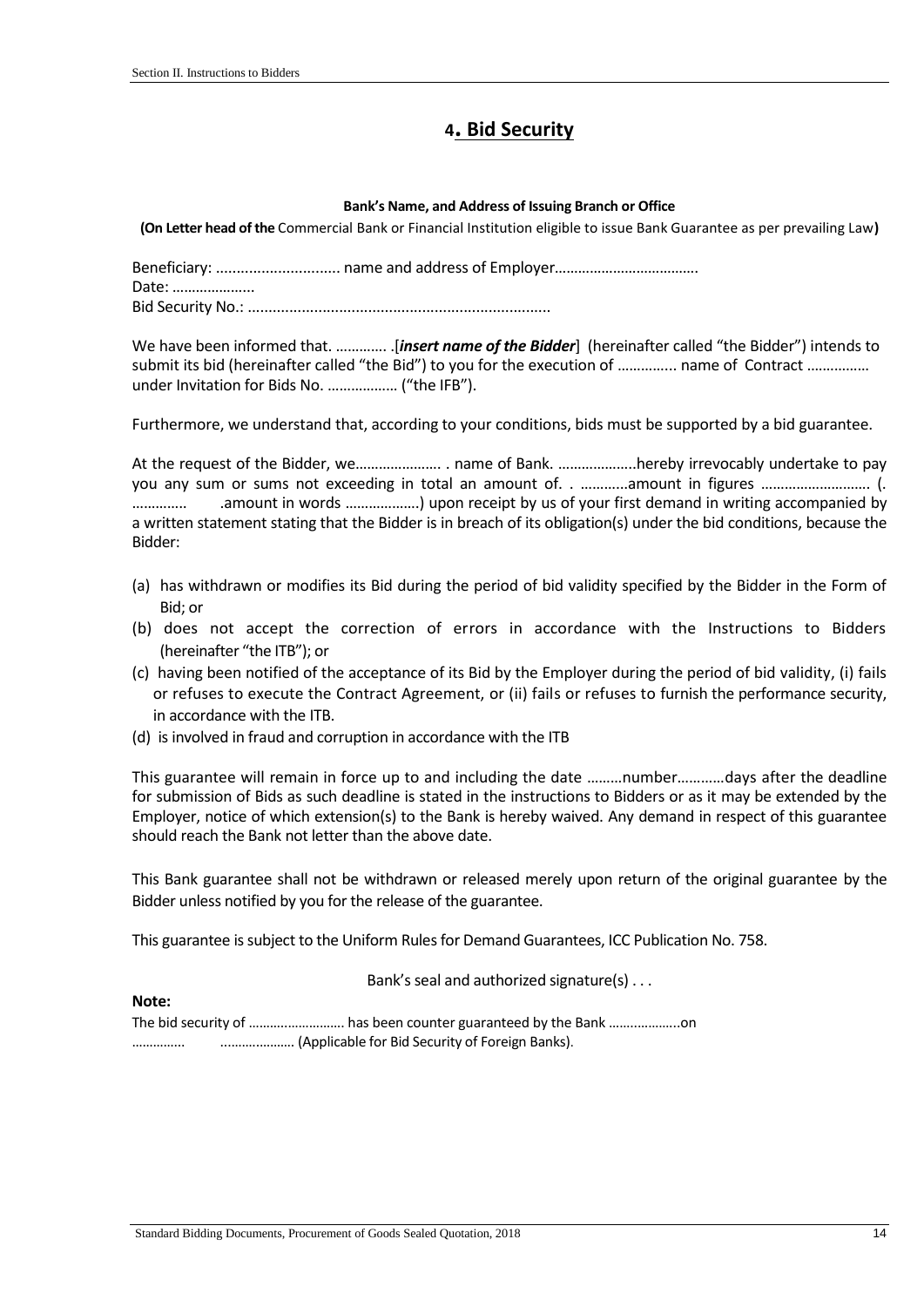# 4. Bid Security

**Bank's Name, and Address of Issuing Branch or Office**

**(On Letter head of the** Commercial Bank or Financial Institution eligible to issue Bank Guarantee as per prevailing Law**)**

Beneficiary: ............................. name and address of Employer.................................
Date: .....................
Bid Security No.: .........................................................................

We have been informed that. ............. .[***insert name of the Bidder***] (hereinafter called "the Bidder") intends to submit its bid (hereinafter called "the Bid") to you for the execution of .............. name of Contract ................ under Invitation for Bids No. .................. ("the IFB").

Furthermore, we understand that, according to your conditions, bids must be supported by a bid guarantee.

At the request of the Bidder, we...................... . name of Bank. ....................hereby irrevocably undertake to pay you any sum or sums not exceeding in total an amount of. . ............amount in figures ........................... (. ............. .amount in words ..................) upon receipt by us of your first demand in writing accompanied by a written statement stating that the Bidder is in breach of its obligation(s) under the bid conditions, because the Bidder:

(a) has withdrawn or modifies its Bid during the period of bid validity specified by the Bidder in the Form of Bid; or
(b) does not accept the correction of errors in accordance with the Instructions to Bidders (hereinafter "the ITB"); or
(c) having been notified of the acceptance of its Bid by the Employer during the period of bid validity, (i) fails or refuses to execute the Contract Agreement, or (ii) fails or refuses to furnish the performance security, in accordance with the ITB.
(d) is involved in fraud and corruption in accordance with the ITB

This guarantee will remain in force up to and including the date .........number............days after the deadline for submission of Bids as such deadline is stated in the instructions to Bidders or as it may be extended by the Employer, notice of which extension(s) to the Bank is hereby waived. Any demand in respect of this guarantee should reach the Bank not letter than the above date.

This Bank guarantee shall not be withdrawn or released merely upon return of the original guarantee by the Bidder unless notified by you for the release of the guarantee.

This guarantee is subject to the Uniform Rules for Demand Guarantees, ICC Publication No. 758.

Bank's seal and authorized signature(s) . . .

**Note:**

The bid security of .......................... has been counter guaranteed by the Bank ...................on .............. .................... (Applicable for Bid Security of Foreign Banks).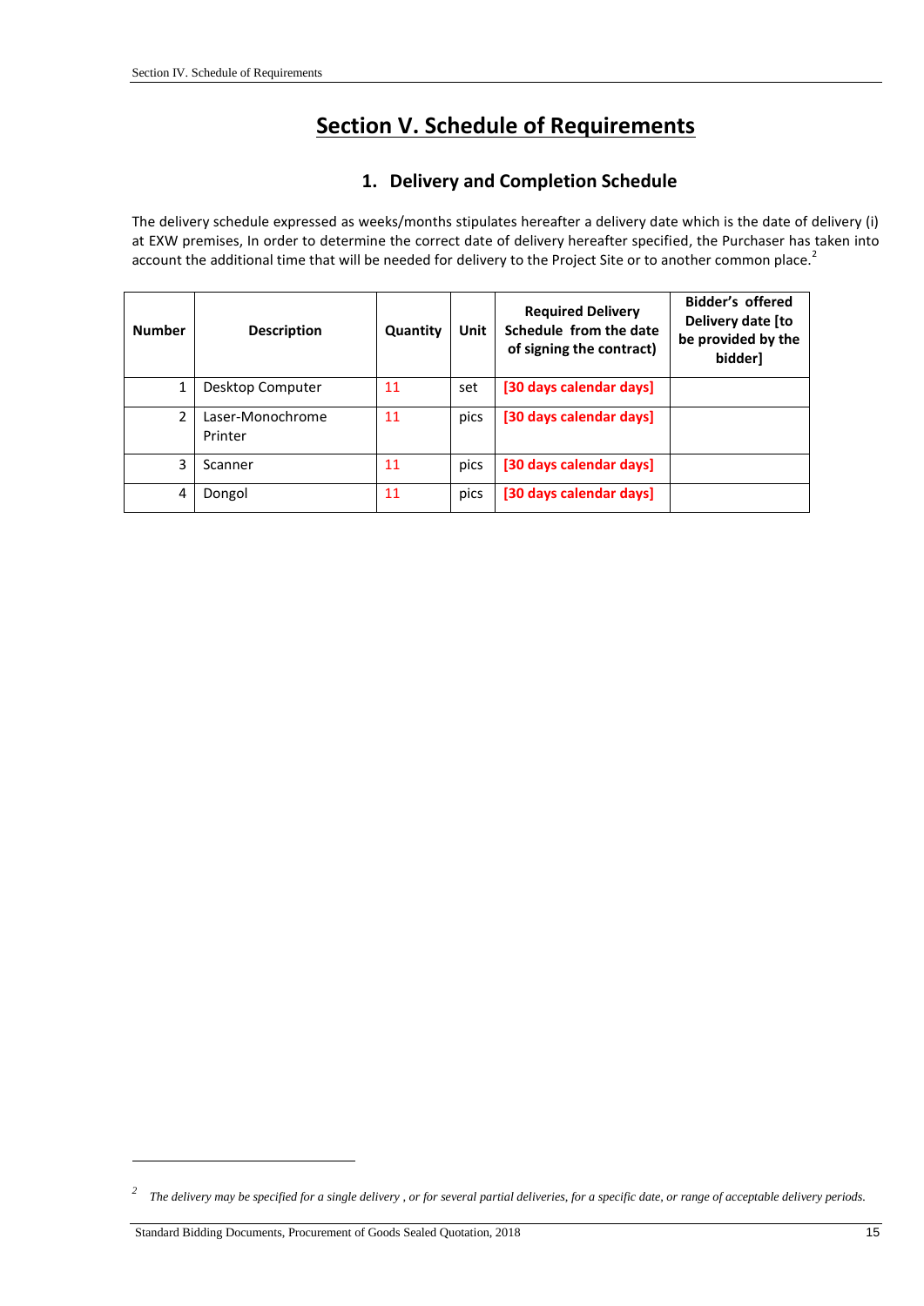# Section V. Schedule of Requirements

## 1. Delivery and Completion Schedule

The delivery schedule expressed as weeks/months stipulates hereafter a delivery date which is the date of delivery (i) at EXW premises, In order to determine the correct date of delivery hereafter specified, the Purchaser has taken into account the additional time that will be needed for delivery to the Project Site or to another common place.[2]

| Number | Description | Quantity | Unit | Required Delivery Schedule from the date of signing the contract) | Bidder's offered Delivery date [to be provided by the bidder] |
|---|---|---|---|---|---|
| 1 | Desktop Computer | 11 | set | [30 days calendar days] | |
| 2 | Laser-Monochrome Printer | 11 | pics | [30 days calendar days] | |
| 3 | Scanner | 11 | pics | [30 days calendar days] | |
| 4 | Dongol | 11 | pics | [30 days calendar days] | |

---

[2] *The delivery may be specified for a single delivery , or for several partial deliveries, for a specific date, or range of acceptable delivery periods.*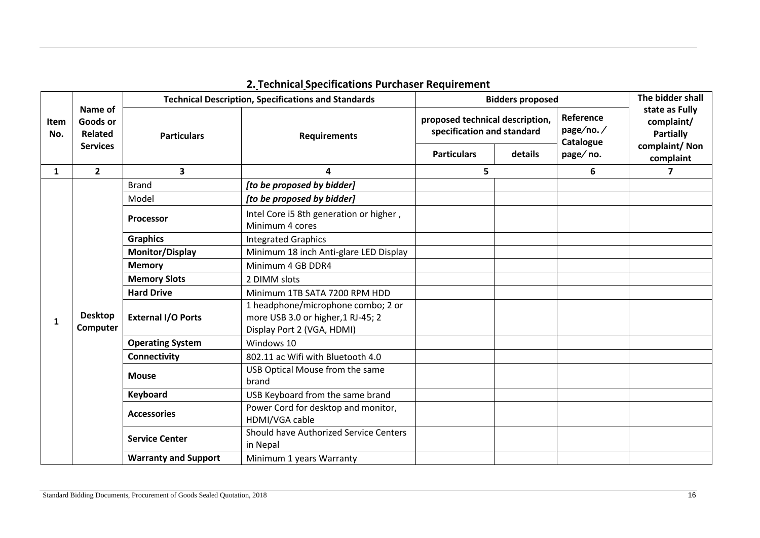## 2. Technical Specifications Purchaser Requirement

| Item No. | Name of Goods or Related Services | Technical Description, Specifications and Standards | | Bidders proposed | | | The bidder shall state as Fully complaint/ Partially complaint/ Non complaint |
|---|---|---|---|---|---|---|---|
| | | Particulars | Requirements | proposed technical description, specification and standard | | Reference page/no. / Catalogue page/ no. | |
| | | | | Particulars | details | | |
| 1 | 2 | 3 | 4 | 5 | | 6 | 7 |
| 1 | Desktop Computer | Brand | ***[to be proposed by bidder]*** | | | | |
| | | Model | ***[to be proposed by bidder]*** | | | | |
| | | **Processor** | Intel Core i5 8th generation or higher , Minimum 4 cores | | | | |
| | | **Graphics** | Integrated Graphics | | | | |
| | | **Monitor/Display** | Minimum 18 inch Anti-glare LED Display | | | | |
| | | **Memory** | Minimum 4 GB DDR4 | | | | |
| | | **Memory Slots** | 2 DIMM slots | | | | |
| | | **Hard Drive** | Minimum 1TB SATA 7200 RPM HDD | | | | |
| | | **External I/O Ports** | 1 headphone/microphone combo; 2 or more USB 3.0 or higher,1 RJ-45; 2 Display Port 2 (VGA, HDMI) | | | | |
| | | **Operating System** | Windows 10 | | | | |
| | | **Connectivity** | 802.11 ac Wifi with Bluetooth 4.0 | | | | |
| | | **Mouse** | USB Optical Mouse from the same brand | | | | |
| | | **Keyboard** | USB Keyboard from the same brand | | | | |
| | | **Accessories** | Power Cord for desktop and monitor, HDMI/VGA cable | | | | |
| | | **Service Center** | Should have Authorized Service Centers in Nepal | | | | |
| | | **Warranty and Support** | Minimum 1 years Warranty | | | | |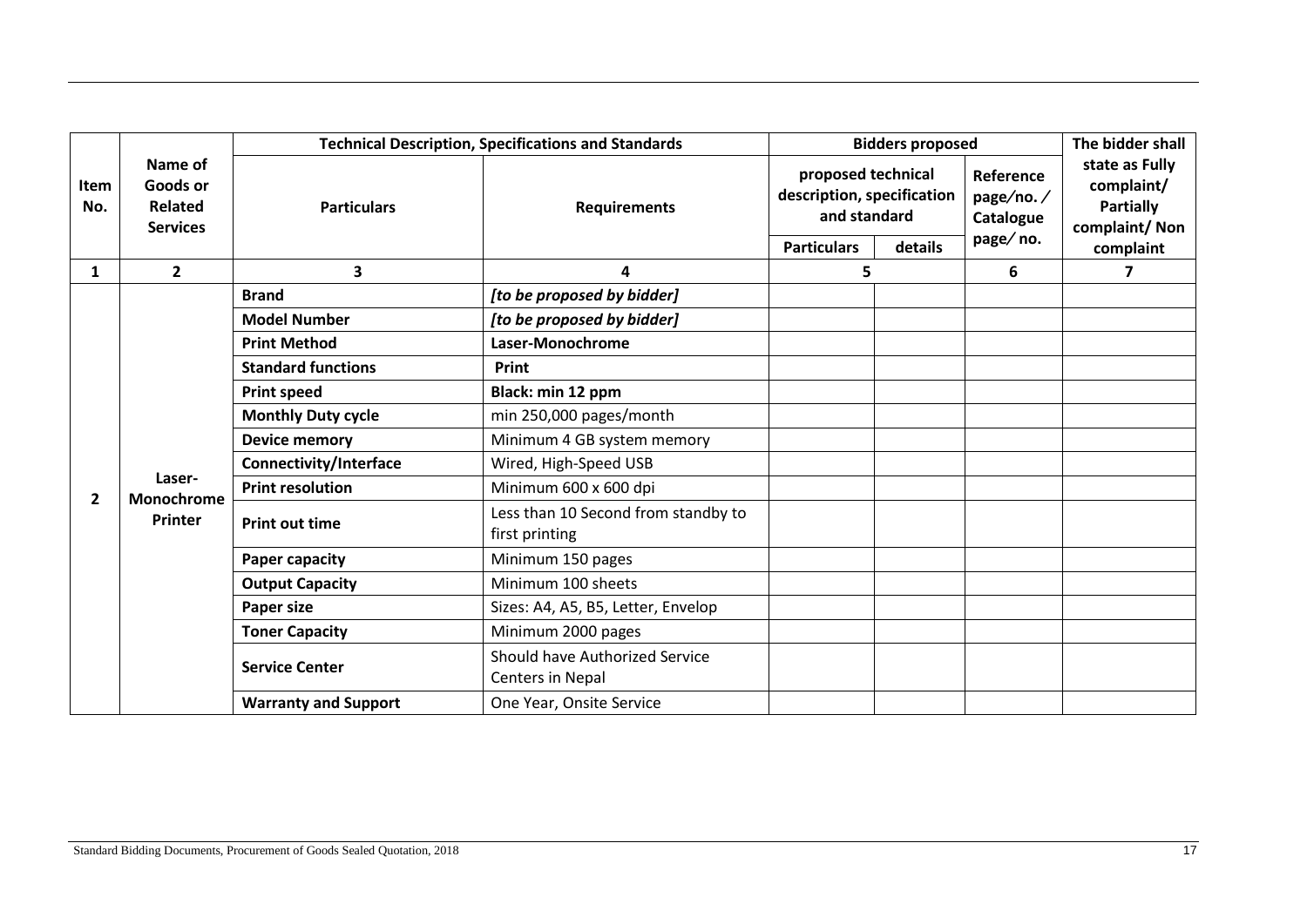| Item No. | Name of Goods or Related Services | Technical Description, Specifications and Standards | | Bidders proposed | | | The bidder shall state as Fully complaint/ Partially complaint/ Non complaint |
|---|---|---|---|---|---|---|---|
| | | Particulars | Requirements | proposed technical description, specification and standard | | Reference page⁄no. ⁄ Catalogue page⁄ no. | |
| | | | | Particulars | details | | |
| **1** | **2** | **3** | **4** | **5** | | **6** | **7** |
| **2** | **Laser-Monochrome Printer** | **Brand** | ***[to be proposed by bidder]*** | | | | |
| | | **Model Number** | ***[to be proposed by bidder]*** | | | | |
| | | **Print Method** | **Laser-Monochrome** | | | | |
| | | **Standard functions** | **Print** | | | | |
| | | **Print speed** | **Black: min 12 ppm** | | | | |
| | | **Monthly Duty cycle** | min 250,000 pages/month | | | | |
| | | **Device memory** | Minimum 4 GB system memory | | | | |
| | | **Connectivity/Interface** | Wired, High-Speed USB | | | | |
| | | **Print resolution** | Minimum 600 x 600 dpi | | | | |
| | | **Print out time** | Less than 10 Second from standby to first printing | | | | |
| | | **Paper capacity** | Minimum 150 pages | | | | |
| | | **Output Capacity** | Minimum 100 sheets | | | | |
| | | **Paper size** | Sizes: A4, A5, B5, Letter, Envelop | | | | |
| | | **Toner Capacity** | Minimum 2000 pages | | | | |
| | | **Service Center** | Should have Authorized Service Centers in Nepal | | | | |
| | | **Warranty and Support** | One Year, Onsite Service | | | | |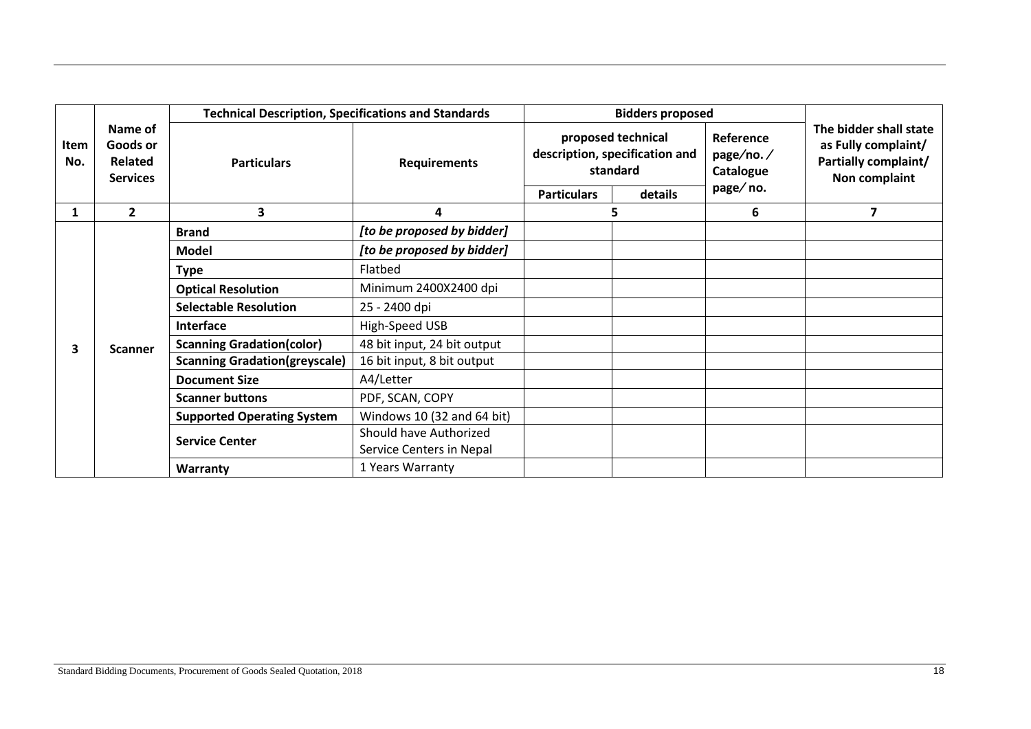| Item No. | Name of Goods or Related Services | Technical Description, Specifications and Standards | | Bidders proposed | | | The bidder shall state as Fully complaint/ Partially complaint/ Non complaint |
|---|---|---|---|---|---|---|---|
| | | Particulars | Requirements | proposed technical description, specification and standard | | Reference page/no. / Catalogue page/ no. | |
| | | | | Particulars | details | | |
| 1 | 2 | 3 | 4 | 5 | | 6 | 7 |
| 3 | Scanner | **Brand** | *[to be proposed by bidder]* | | | | |
| | | **Model** | *[to be proposed by bidder]* | | | | |
| | | **Type** | Flatbed | | | | |
| | | **Optical Resolution** | Minimum 2400X2400 dpi | | | | |
| | | **Selectable Resolution** | 25 - 2400 dpi | | | | |
| | | **Interface** | High-Speed USB | | | | |
| | | **Scanning Gradation(color)** | 48 bit input, 24 bit output | | | | |
| | | **Scanning Gradation(greyscale)** | 16 bit input, 8 bit output | | | | |
| | | **Document Size** | A4/Letter | | | | |
| | | **Scanner buttons** | PDF, SCAN, COPY | | | | |
| | | **Supported Operating System** | Windows 10 (32 and 64 bit) | | | | |
| | | **Service Center** | Should have Authorized Service Centers in Nepal | | | | |
| | | **Warranty** | 1 Years Warranty | | | | |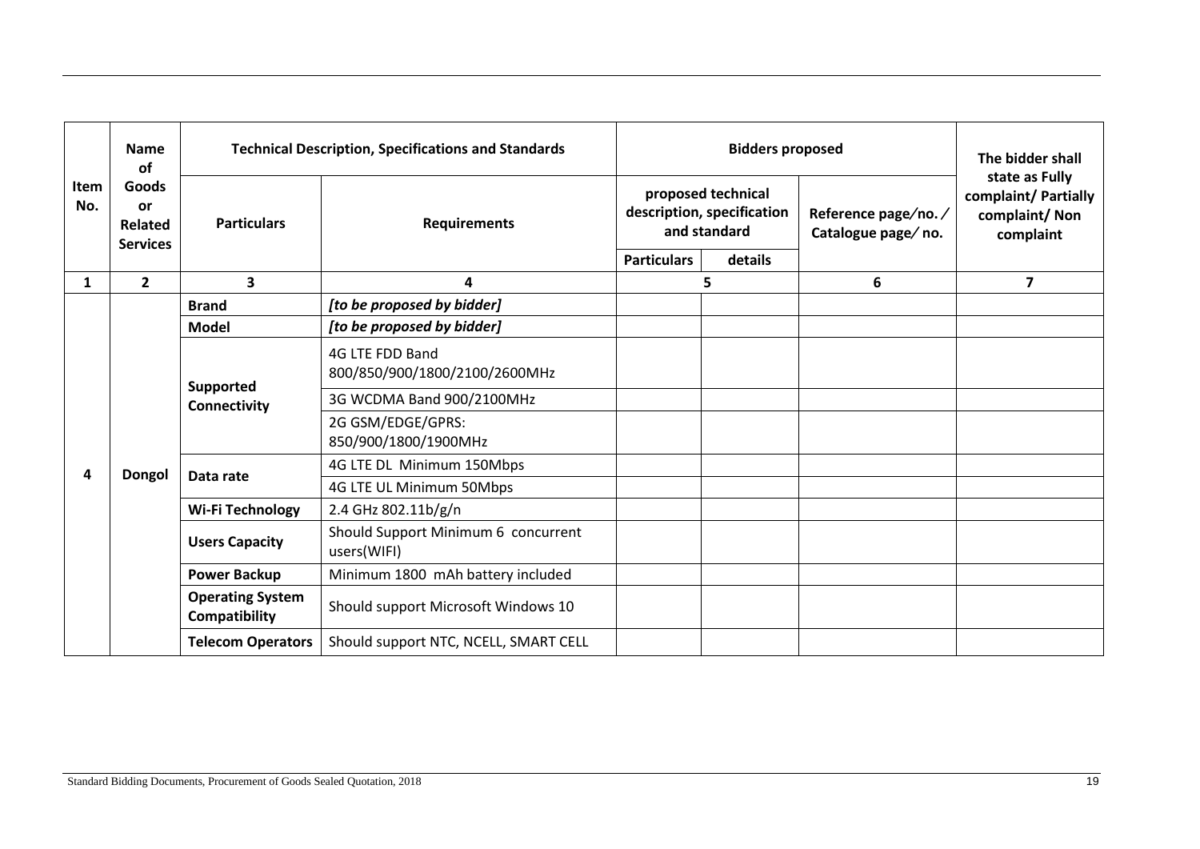| Item No. | Name of Goods or Related Services | Technical Description, Specifications and Standards | | Bidders proposed | | | The bidder shall state as Fully complaint/ Partially complaint/ Non complaint |
|---|---|---|---|---|---|---|---|
| | | Particulars | Requirements | proposed technical description, specification and standard | | Reference page⁄no. ⁄ Catalogue page⁄ no. | |
| | | | | Particulars | details | | |
| 1 | 2 | 3 | 4 | 5 | | 6 | 7 |
| 4 | Dongol | **Brand** | ***[to be proposed by bidder]*** | | | | |
| | | **Model** | ***[to be proposed by bidder]*** | | | | |
| | | **Supported Connectivity** | 4G LTE FDD Band 800/850/900/1800/2100/2600MHz | | | | |
| | | | 3G WCDMA Band 900/2100MHz | | | | |
| | | | 2G GSM/EDGE/GPRS: 850/900/1800/1900MHz | | | | |
| | | **Data rate** | 4G LTE DL Minimum 150Mbps | | | | |
| | | | 4G LTE UL Minimum 50Mbps | | | | |
| | | **Wi-Fi Technology** | 2.4 GHz 802.11b/g/n | | | | |
| | | **Users Capacity** | Should Support Minimum 6 concurrent users(WIFI) | | | | |
| | | **Power Backup** | Minimum 1800 mAh battery included | | | | |
| | | **Operating System Compatibility** | Should support Microsoft Windows 10 | | | | |
| | | **Telecom Operators** | Should support NTC, NCELL, SMART CELL | | | | |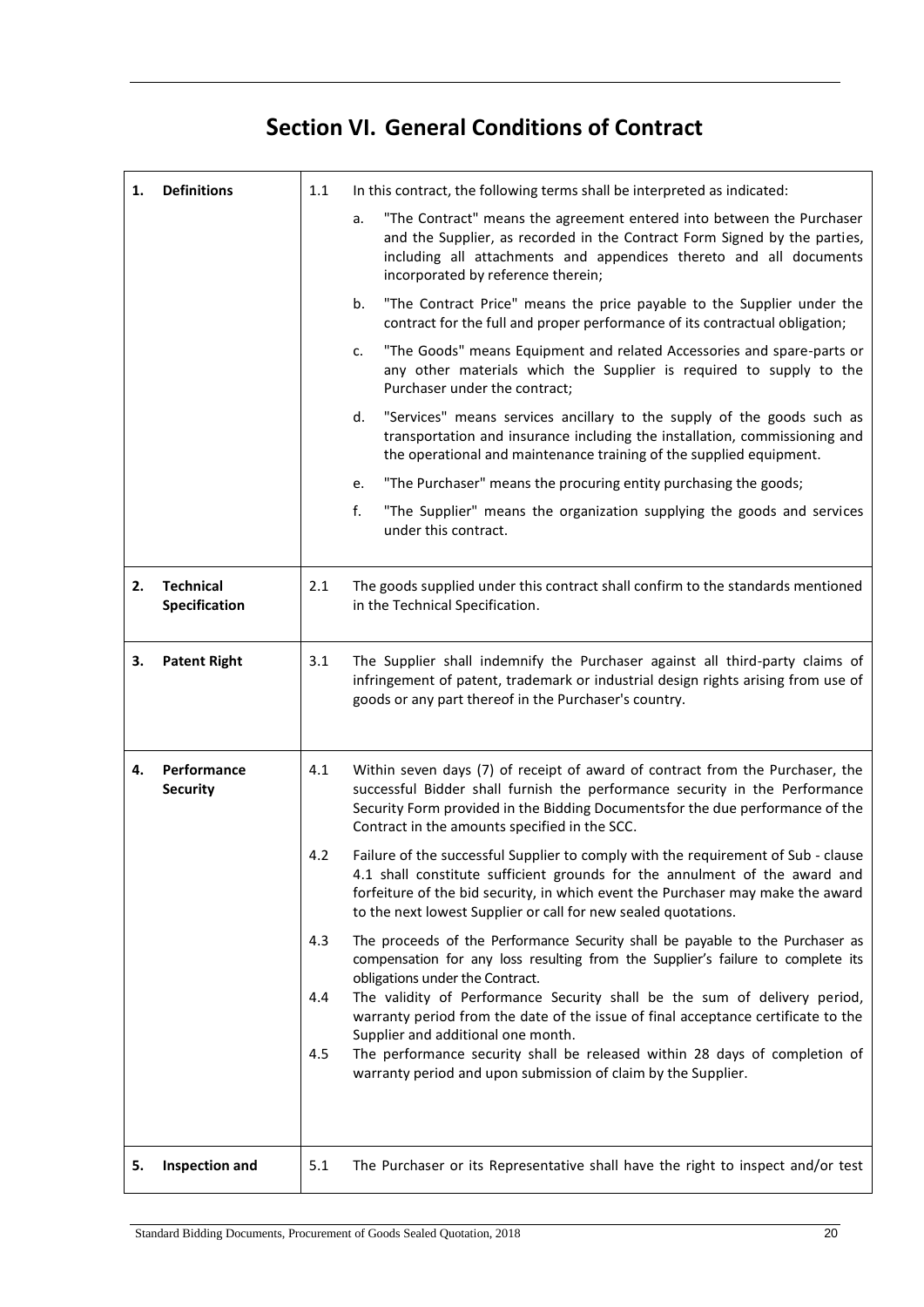# Section VI. General Conditions of Contract

| | | |
|---|---|---|
| **1. Definitions** | 1.1 | In this contract, the following terms shall be interpreted as indicated:<br>a. "The Contract" means the agreement entered into between the Purchaser and the Supplier, as recorded in the Contract Form Signed by the parties, including all attachments and appendices thereto and all documents incorporated by reference therein;<br>b. "The Contract Price" means the price payable to the Supplier under the contract for the full and proper performance of its contractual obligation;<br>c. "The Goods" means Equipment and related Accessories and spare-parts or any other materials which the Supplier is required to supply to the Purchaser under the contract;<br>d. "Services" means services ancillary to the supply of the goods such as transportation and insurance including the installation, commissioning and the operational and maintenance training of the supplied equipment.<br>e. "The Purchaser" means the procuring entity purchasing the goods;<br>f. "The Supplier" means the organization supplying the goods and services under this contract. |
| **2. Technical Specification** | 2.1 | The goods supplied under this contract shall confirm to the standards mentioned in the Technical Specification. |
| **3. Patent Right** | 3.1 | The Supplier shall indemnify the Purchaser against all third-party claims of infringement of patent, trademark or industrial design rights arising from use of goods or any part thereof in the Purchaser's country. |
| **4. Performance Security** | 4.1 | Within seven days (7) of receipt of award of contract from the Purchaser, the successful Bidder shall furnish the performance security in the Performance Security Form provided in the Bidding Documentsfor the due performance of the Contract in the amounts specified in the SCC. |
| | 4.2 | Failure of the successful Supplier to comply with the requirement of Sub - clause 4.1 shall constitute sufficient grounds for the annulment of the award and forfeiture of the bid security, in which event the Purchaser may make the award to the next lowest Supplier or call for new sealed quotations. |
| | 4.3 | The proceeds of the Performance Security shall be payable to the Purchaser as compensation for any loss resulting from the Supplier's failure to complete its obligations under the Contract. |
| | 4.4 | The validity of Performance Security shall be the sum of delivery period, warranty period from the date of the issue of final acceptance certificate to the Supplier and additional one month. |
| | 4.5 | The performance security shall be released within 28 days of completion of warranty period and upon submission of claim by the Supplier. |
| **5. Inspection and** | 5.1 | The Purchaser or its Representative shall have the right to inspect and/or test |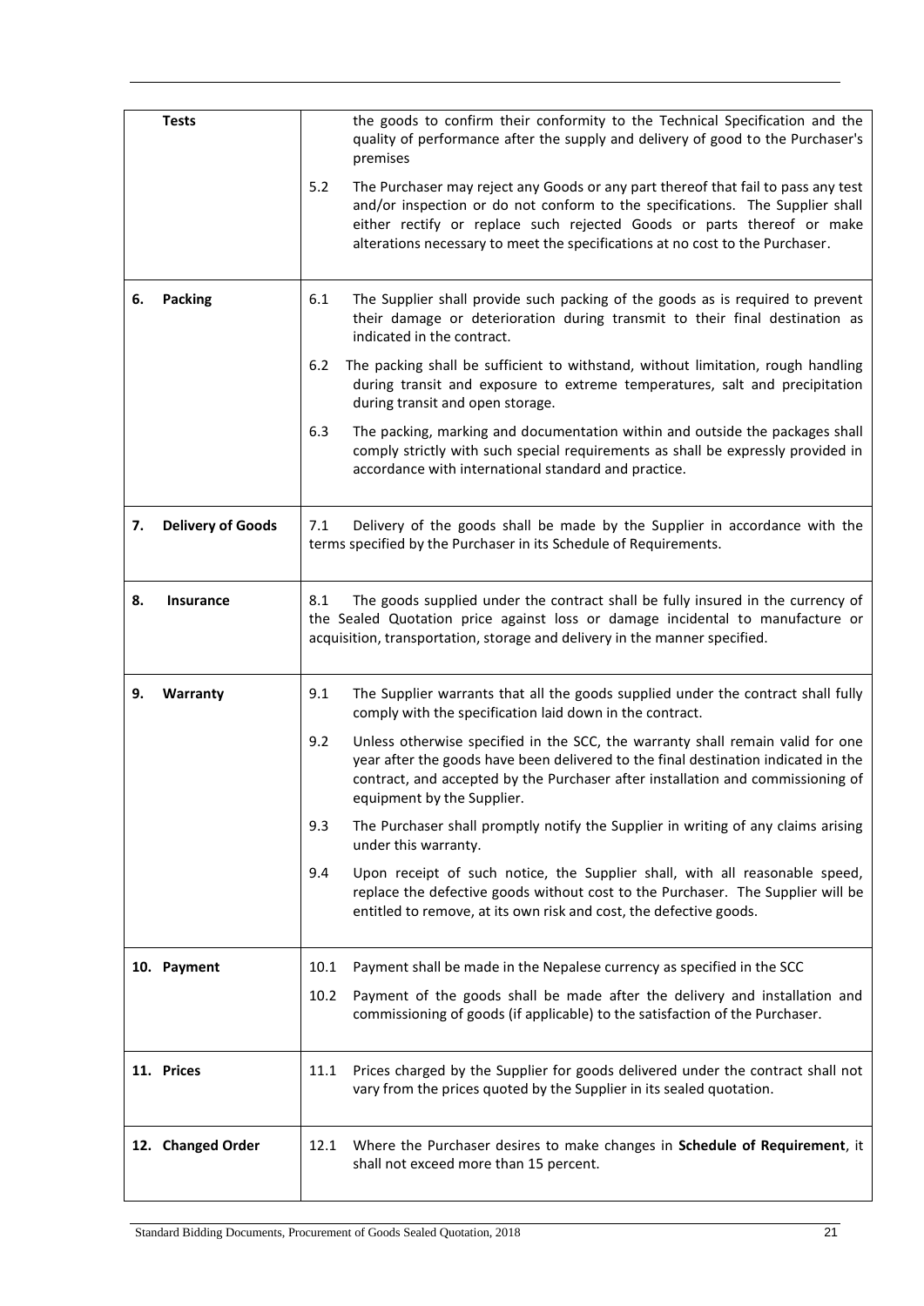| | |
|---|---|
| **Tests** | the goods to confirm their conformity to the Technical Specification and the quality of performance after the supply and delivery of good to the Purchaser's premises<br><br>5.2 The Purchaser may reject any Goods or any part thereof that fail to pass any test and/or inspection or do not conform to the specifications. The Supplier shall either rectify or replace such rejected Goods or parts thereof or make alterations necessary to meet the specifications at no cost to the Purchaser. |
| **6. Packing** | 6.1 The Supplier shall provide such packing of the goods as is required to prevent their damage or deterioration during transmit to their final destination as indicated in the contract.<br><br>6.2 The packing shall be sufficient to withstand, without limitation, rough handling during transit and exposure to extreme temperatures, salt and precipitation during transit and open storage.<br><br>6.3 The packing, marking and documentation within and outside the packages shall comply strictly with such special requirements as shall be expressly provided in accordance with international standard and practice. |
| **7. Delivery of Goods** | 7.1 Delivery of the goods shall be made by the Supplier in accordance with the terms specified by the Purchaser in its Schedule of Requirements. |
| **8. Insurance** | 8.1 The goods supplied under the contract shall be fully insured in the currency of the Sealed Quotation price against loss or damage incidental to manufacture or acquisition, transportation, storage and delivery in the manner specified. |
| **9. Warranty** | 9.1 The Supplier warrants that all the goods supplied under the contract shall fully comply with the specification laid down in the contract.<br><br>9.2 Unless otherwise specified in the SCC, the warranty shall remain valid for one year after the goods have been delivered to the final destination indicated in the contract, and accepted by the Purchaser after installation and commissioning of equipment by the Supplier.<br><br>9.3 The Purchaser shall promptly notify the Supplier in writing of any claims arising under this warranty.<br><br>9.4 Upon receipt of such notice, the Supplier shall, with all reasonable speed, replace the defective goods without cost to the Purchaser. The Supplier will be entitled to remove, at its own risk and cost, the defective goods. |
| **10. Payment** | 10.1 Payment shall be made in the Nepalese currency as specified in the SCC<br><br>10.2 Payment of the goods shall be made after the delivery and installation and commissioning of goods (if applicable) to the satisfaction of the Purchaser. |
| **11. Prices** | 11.1 Prices charged by the Supplier for goods delivered under the contract shall not vary from the prices quoted by the Supplier in its sealed quotation. |
| **12. Changed Order** | 12.1 Where the Purchaser desires to make changes in **Schedule of Requirement**, it shall not exceed more than 15 percent. |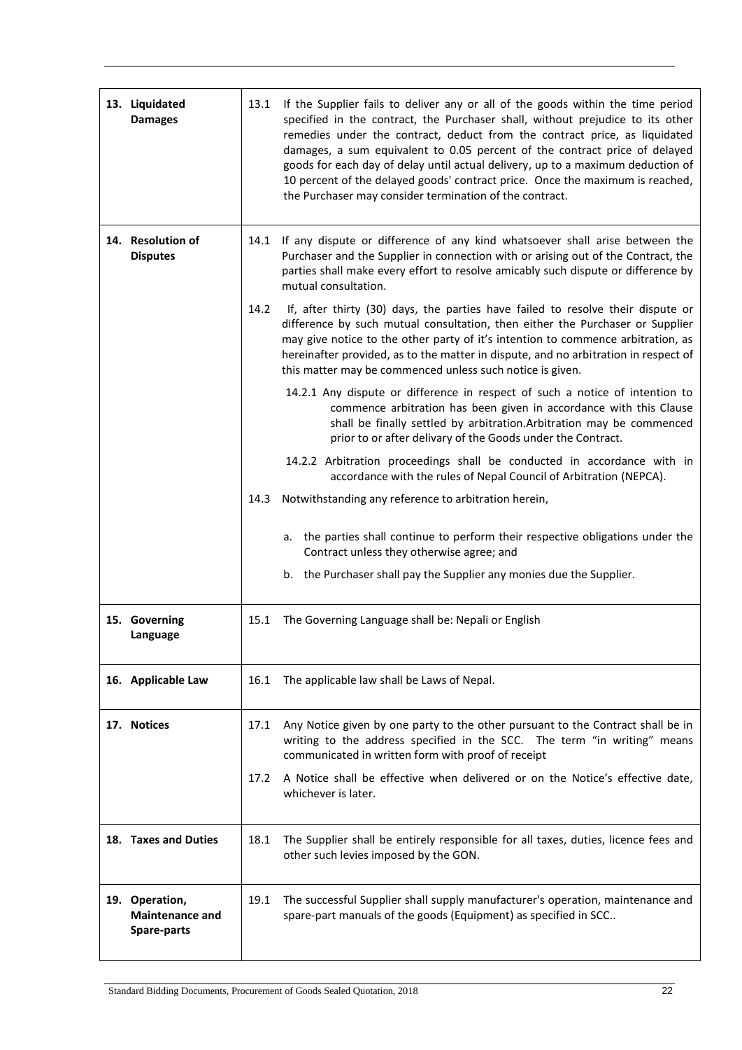| | |
|---|---|
| **13. Liquidated Damages** | 13.1 If the Supplier fails to deliver any or all of the goods within the time period specified in the contract, the Purchaser shall, without prejudice to its other remedies under the contract, deduct from the contract price, as liquidated damages, a sum equivalent to 0.05 percent of the contract price of delayed goods for each day of delay until actual delivery, up to a maximum deduction of 10 percent of the delayed goods' contract price. Once the maximum is reached, the Purchaser may consider termination of the contract. |
| **14. Resolution of Disputes** | 14.1 If any dispute or difference of any kind whatsoever shall arise between the Purchaser and the Supplier in connection with or arising out of the Contract, the parties shall make every effort to resolve amicably such dispute or difference by mutual consultation.<br><br>14.2 If, after thirty (30) days, the parties have failed to resolve their dispute or difference by such mutual consultation, then either the Purchaser or Supplier may give notice to the other party of it's intention to commence arbitration, as hereinafter provided, as to the matter in dispute, and no arbitration in respect of this matter may be commenced unless such notice is given.<br><br>14.2.1 Any dispute or difference in respect of such a notice of intention to commence arbitration has been given in accordance with this Clause shall be finally settled by arbitration.Arbitration may be commenced prior to or after delivery of the Goods under the Contract.<br><br>14.2.2 Arbitration proceedings shall be conducted in accordance with in accordance with the rules of Nepal Council of Arbitration (NEPCA).<br><br>14.3 Notwithstanding any reference to arbitration herein,<br><br>a. the parties shall continue to perform their respective obligations under the Contract unless they otherwise agree; and<br><br>b. the Purchaser shall pay the Supplier any monies due the Supplier. |
| **15. Governing Language** | 15.1 The Governing Language shall be: Nepali or English |
| **16. Applicable Law** | 16.1 The applicable law shall be Laws of Nepal. |
| **17. Notices** | 17.1 Any Notice given by one party to the other pursuant to the Contract shall be in writing to the address specified in the SCC. The term "in writing" means communicated in written form with proof of receipt<br><br>17.2 A Notice shall be effective when delivered or on the Notice's effective date, whichever is later. |
| **18. Taxes and Duties** | 18.1 The Supplier shall be entirely responsible for all taxes, duties, licence fees and other such levies imposed by the GON. |
| **19. Operation, Maintenance and Spare-parts** | 19.1 The successful Supplier shall supply manufacturer's operation, maintenance and spare-part manuals of the goods (Equipment) as specified in SCC.. |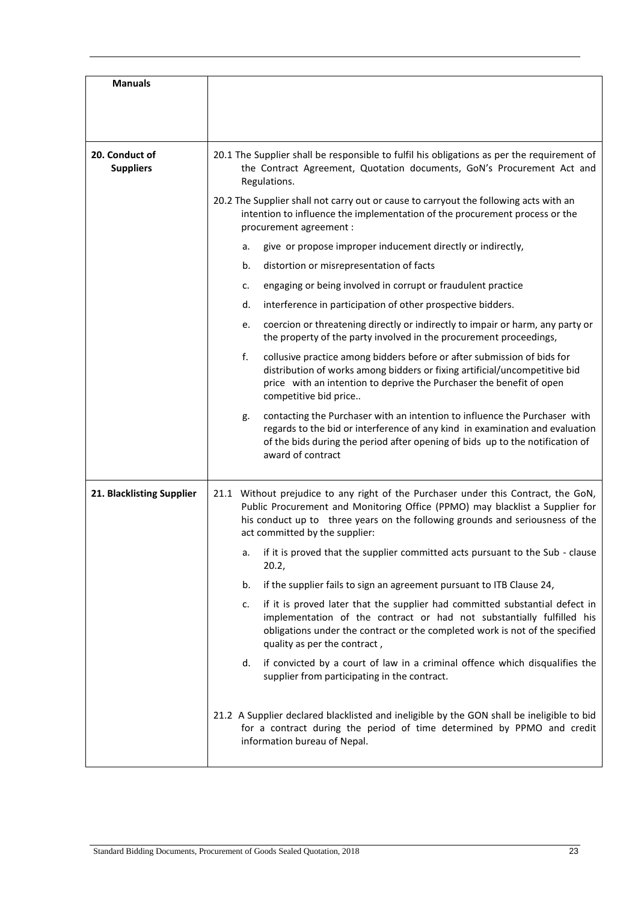| | |
|---|---|
| **Manuals** | |
| **20. Conduct of Suppliers** | 20.1 The Supplier shall be responsible to fulfil his obligations as per the requirement of the Contract Agreement, Quotation documents, GoN's Procurement Act and Regulations.<br><br>20.2 The Supplier shall not carry out or cause to carryout the following acts with an intention to influence the implementation of the procurement process or the procurement agreement :<br><br>a. give or propose improper inducement directly or indirectly,<br><br>b. distortion or misrepresentation of facts<br><br>c. engaging or being involved in corrupt or fraudulent practice<br><br>d. interference in participation of other prospective bidders.<br><br>e. coercion or threatening directly or indirectly to impair or harm, any party or the property of the party involved in the procurement proceedings,<br><br>f. collusive practice among bidders before or after submission of bids for distribution of works among bidders or fixing artificial/uncompetitive bid price with an intention to deprive the Purchaser the benefit of open competitive bid price..<br><br>g. contacting the Purchaser with an intention to influence the Purchaser with regards to the bid or interference of any kind in examination and evaluation of the bids during the period after opening of bids up to the notification of award of contract |
| **21. Blacklisting Supplier** | 21.1 Without prejudice to any right of the Purchaser under this Contract, the GoN, Public Procurement and Monitoring Office (PPMO) may blacklist a Supplier for his conduct up to three years on the following grounds and seriousness of the act committed by the supplier:<br><br>a. if it is proved that the supplier committed acts pursuant to the Sub - clause 20.2,<br><br>b. if the supplier fails to sign an agreement pursuant to ITB Clause 24,<br><br>c. if it is proved later that the supplier had committed substantial defect in implementation of the contract or had not substantially fulfilled his obligations under the contract or the completed work is not of the specified quality as per the contract ,<br><br>d. if convicted by a court of law in a criminal offence which disqualifies the supplier from participating in the contract.<br><br>21.2 A Supplier declared blacklisted and ineligible by the GON shall be ineligible to bid for a contract during the period of time determined by PPMO and credit information bureau of Nepal. |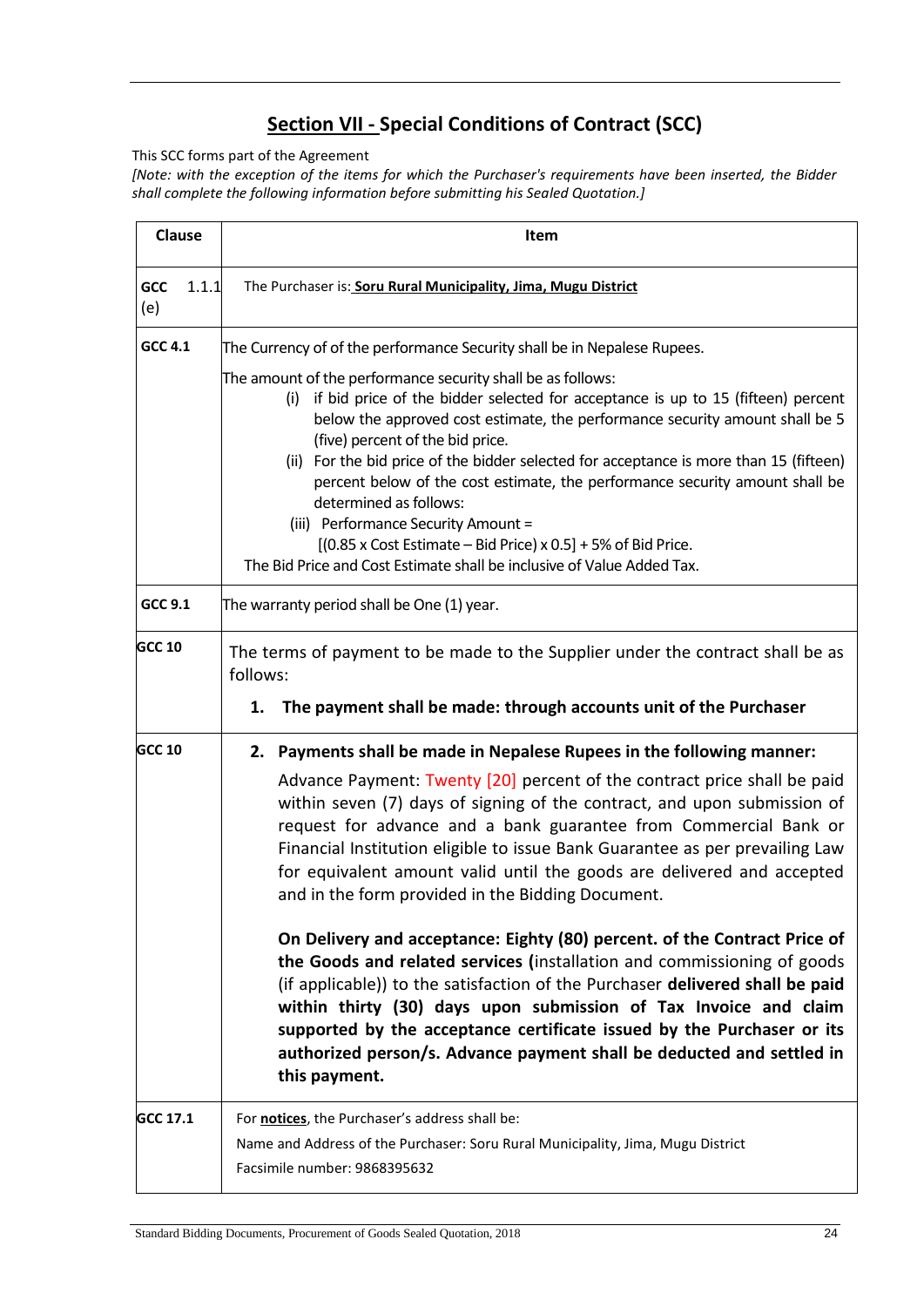# Section VII - Special Conditions of Contract (SCC)

This SCC forms part of the Agreement

*[Note: with the exception of the items for which the Purchaser's requirements have been inserted, the Bidder shall complete the following information before submitting his Sealed Quotation.]*

| Clause | Item |
|---|---|
| **GCC 1.1.1 (e)** | The Purchaser is: **Soru Rural Municipality, Jima, Mugu District** |
| **GCC 4.1** | The Currency of of the performance Security shall be in Nepalese Rupees.<br><br>The amount of the performance security shall be as follows:<br>(i) if bid price of the bidder selected for acceptance is up to 15 (fifteen) percent below the approved cost estimate, the performance security amount shall be 5 (five) percent of the bid price.<br>(ii) For the bid price of the bidder selected for acceptance is more than 15 (fifteen) percent below of the cost estimate, the performance security amount shall be determined as follows:<br>(iii) Performance Security Amount = [(0.85 x Cost Estimate – Bid Price) x 0.5] + 5% of Bid Price.<br>The Bid Price and Cost Estimate shall be inclusive of Value Added Tax. |
| **GCC 9.1** | The warranty period shall be One (1) year. |
| **GCC 10** | The terms of payment to be made to the Supplier under the contract shall be as follows:<br><br>**1. The payment shall be made: through accounts unit of the Purchaser** |
| **GCC 10** | **2. Payments shall be made in Nepalese Rupees in the following manner:**<br><br>Advance Payment: Twenty [20] percent of the contract price shall be paid within seven (7) days of signing of the contract, and upon submission of request for advance and a bank guarantee from Commercial Bank or Financial Institution eligible to issue Bank Guarantee as per prevailing Law for equivalent amount valid until the goods are delivered and accepted and in the form provided in the Bidding Document.<br><br>**On Delivery and acceptance: Eighty (80) percent. of the Contract Price of the Goods and related services (**installation and commissioning of goods (if applicable)) to the satisfaction of the Purchaser **delivered shall be paid within thirty (30) days upon submission of Tax Invoice and claim supported by the acceptance certificate issued by the Purchaser or its authorized person/s. Advance payment shall be deducted and settled in this payment.** |
| **GCC 17.1** | For **notices**, the Purchaser's address shall be:<br>Name and Address of the Purchaser: Soru Rural Municipality, Jima, Mugu District<br>Facsimile number: 9868395632 |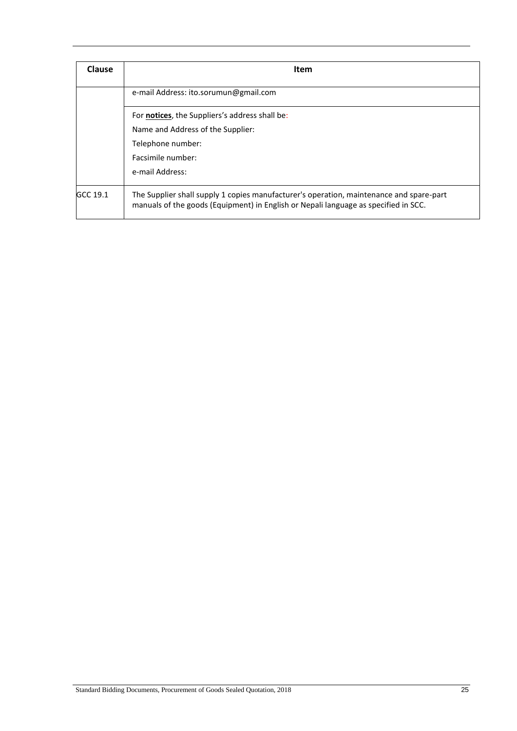| Clause | Item |
| --- | --- |
| | e-mail Address: ito.sorumun@gmail.com |
| | For **notices**, the Suppliers's address shall be:<br>Name and Address of the Supplier:<br>Telephone number:<br>Facsimile number:<br>e-mail Address: |
| GCC 19.1 | The Supplier shall supply 1 copies manufacturer's operation, maintenance and spare-part manuals of the goods (Equipment) in English or Nepali language as specified in SCC. |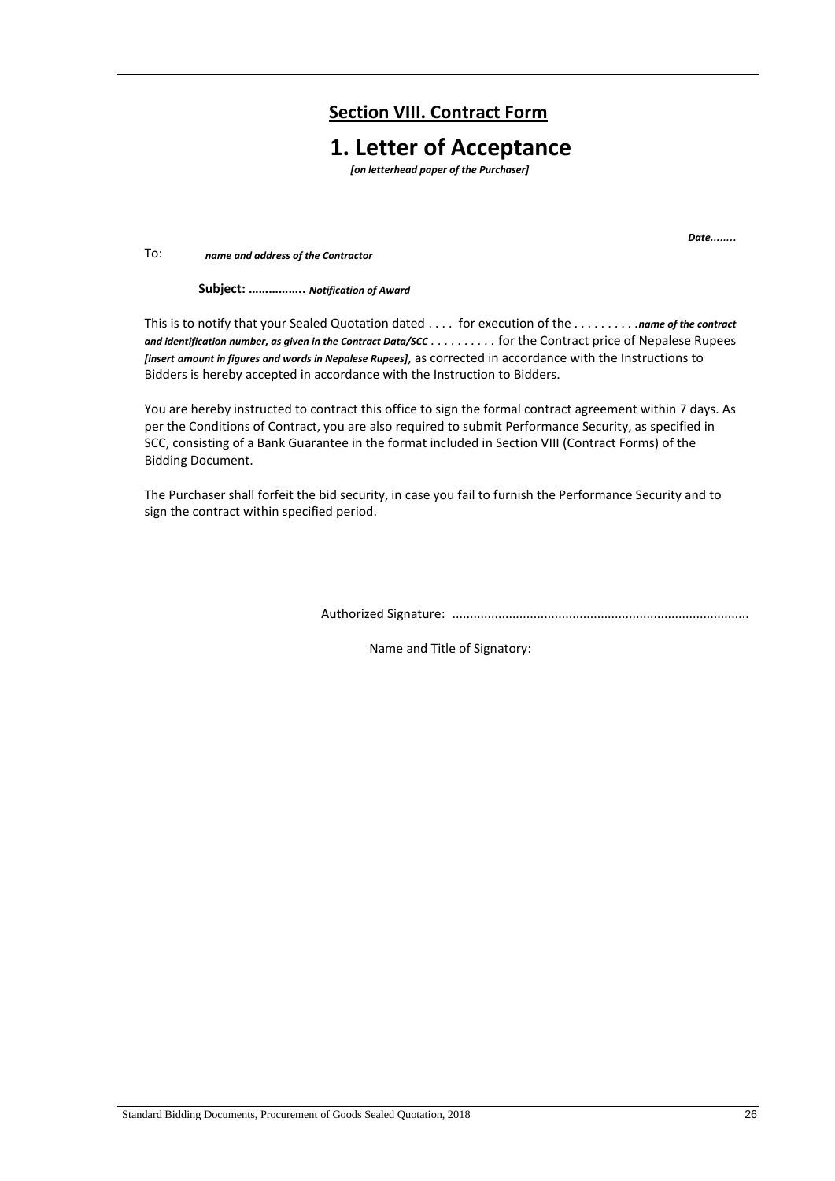## Section VIII. Contract Form

# 1. Letter of Acceptance

*[on letterhead paper of the Purchaser]*

***Date........***

To: ***name and address of the Contractor***

**Subject: …………….. *Notification of Award***

This is to notify that your Sealed Quotation dated . . . . for execution of the . . . . . . . . . .***name of the contract and identification number, as given in the Contract Data/SCC*** . . . . . . . . . . for the Contract price of Nepalese Rupees ***[insert amount in figures and words in Nepalese Rupees]***, as corrected in accordance with the Instructions to Bidders is hereby accepted in accordance with the Instruction to Bidders.

You are hereby instructed to contract this office to sign the formal contract agreement within 7 days. As per the Conditions of Contract, you are also required to submit Performance Security, as specified in SCC, consisting of a Bank Guarantee in the format included in Section VIII (Contract Forms) of the Bidding Document.

The Purchaser shall forfeit the bid security, in case you fail to furnish the Performance Security and to sign the contract within specified period.

Authorized Signature: ...................................................................................

Name and Title of Signatory: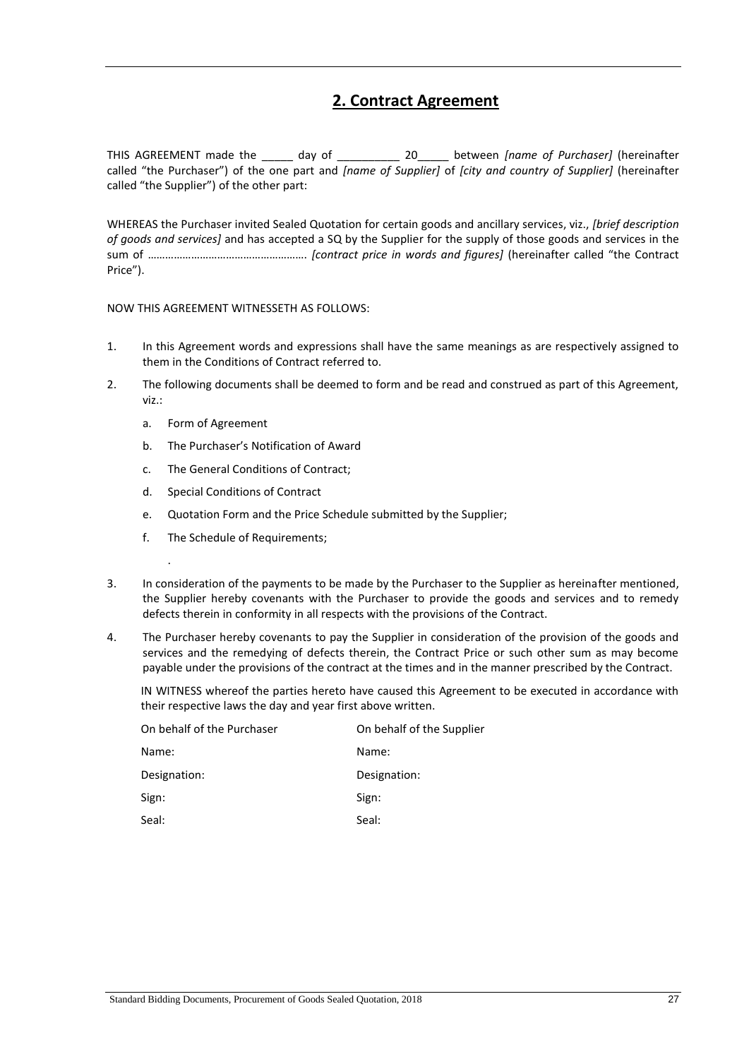## 2. Contract Agreement

THIS AGREEMENT made the _____ day of __________ 20_____ between *[name of Purchaser]* (hereinafter called "the Purchaser") of the one part and *[name of Supplier]* of *[city and country of Supplier]* (hereinafter called "the Supplier") of the other part:

WHEREAS the Purchaser invited Sealed Quotation for certain goods and ancillary services, viz., *[brief description of goods and services]* and has accepted a SQ by the Supplier for the supply of those goods and services in the sum of ………………………………………………. *[contract price in words and figures]* (hereinafter called "the Contract Price").

NOW THIS AGREEMENT WITNESSETH AS FOLLOWS:

1. In this Agreement words and expressions shall have the same meanings as are respectively assigned to them in the Conditions of Contract referred to.
2. The following documents shall be deemed to form and be read and construed as part of this Agreement, viz.:
   a. Form of Agreement
   b. The Purchaser's Notification of Award
   c. The General Conditions of Contract;
   d. Special Conditions of Contract
   e. Quotation Form and the Price Schedule submitted by the Supplier;
   f. The Schedule of Requirements;

   .
3. In consideration of the payments to be made by the Purchaser to the Supplier as hereinafter mentioned, the Supplier hereby covenants with the Purchaser to provide the goods and services and to remedy defects therein in conformity in all respects with the provisions of the Contract.
4. The Purchaser hereby covenants to pay the Supplier in consideration of the provision of the goods and services and the remedying of defects therein, the Contract Price or such other sum as may become payable under the provisions of the contract at the times and in the manner prescribed by the Contract.

IN WITNESS whereof the parties hereto have caused this Agreement to be executed in accordance with their respective laws the day and year first above written.

| On behalf of the Purchaser | On behalf of the Supplier |
|---|---|
| Name: | Name: |
| Designation: | Designation: |
| Sign: | Sign: |
| Seal: | Seal: |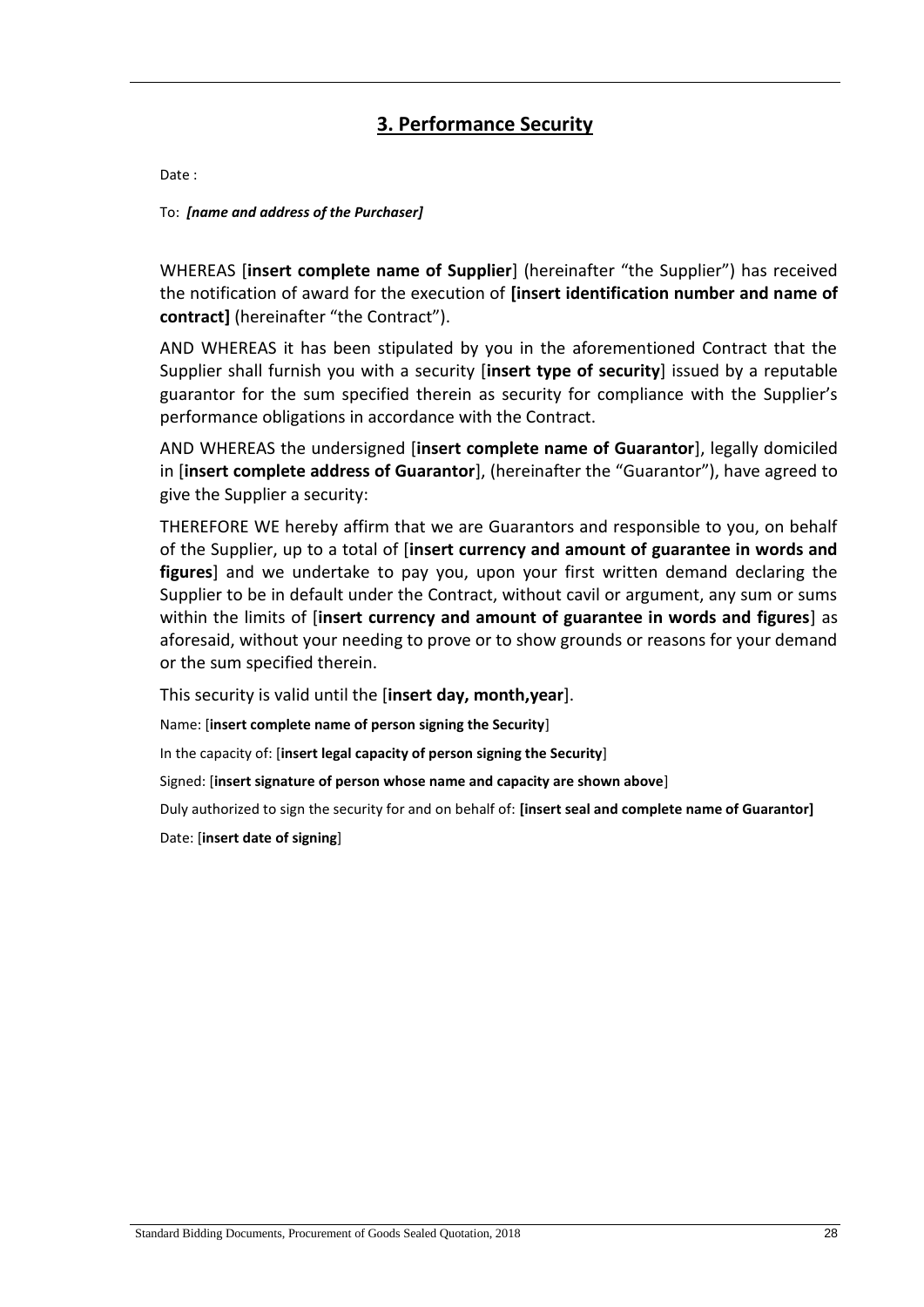## **3. Performance Security**

Date :

To: ***[name and address of the Purchaser]***

WHEREAS [**insert complete name of Supplier**] (hereinafter "the Supplier") has received the notification of award for the execution of **[insert identification number and name of contract]** (hereinafter "the Contract").

AND WHEREAS it has been stipulated by you in the aforementioned Contract that the Supplier shall furnish you with a security [**insert type of security**] issued by a reputable guarantor for the sum specified therein as security for compliance with the Supplier's performance obligations in accordance with the Contract.

AND WHEREAS the undersigned [**insert complete name of Guarantor**], legally domiciled in [**insert complete address of Guarantor**], (hereinafter the "Guarantor"), have agreed to give the Supplier a security:

THEREFORE WE hereby affirm that we are Guarantors and responsible to you, on behalf of the Supplier, up to a total of [**insert currency and amount of guarantee in words and figures**] and we undertake to pay you, upon your first written demand declaring the Supplier to be in default under the Contract, without cavil or argument, any sum or sums within the limits of [**insert currency and amount of guarantee in words and figures**] as aforesaid, without your needing to prove or to show grounds or reasons for your demand or the sum specified therein.

This security is valid until the [**insert day, month,year**].

Name: [**insert complete name of person signing the Security**]

In the capacity of: [**insert legal capacity of person signing the Security**]

Signed: [**insert signature of person whose name and capacity are shown above**]

Duly authorized to sign the security for and on behalf of: **[insert seal and complete name of Guarantor]**

Date: [**insert date of signing**]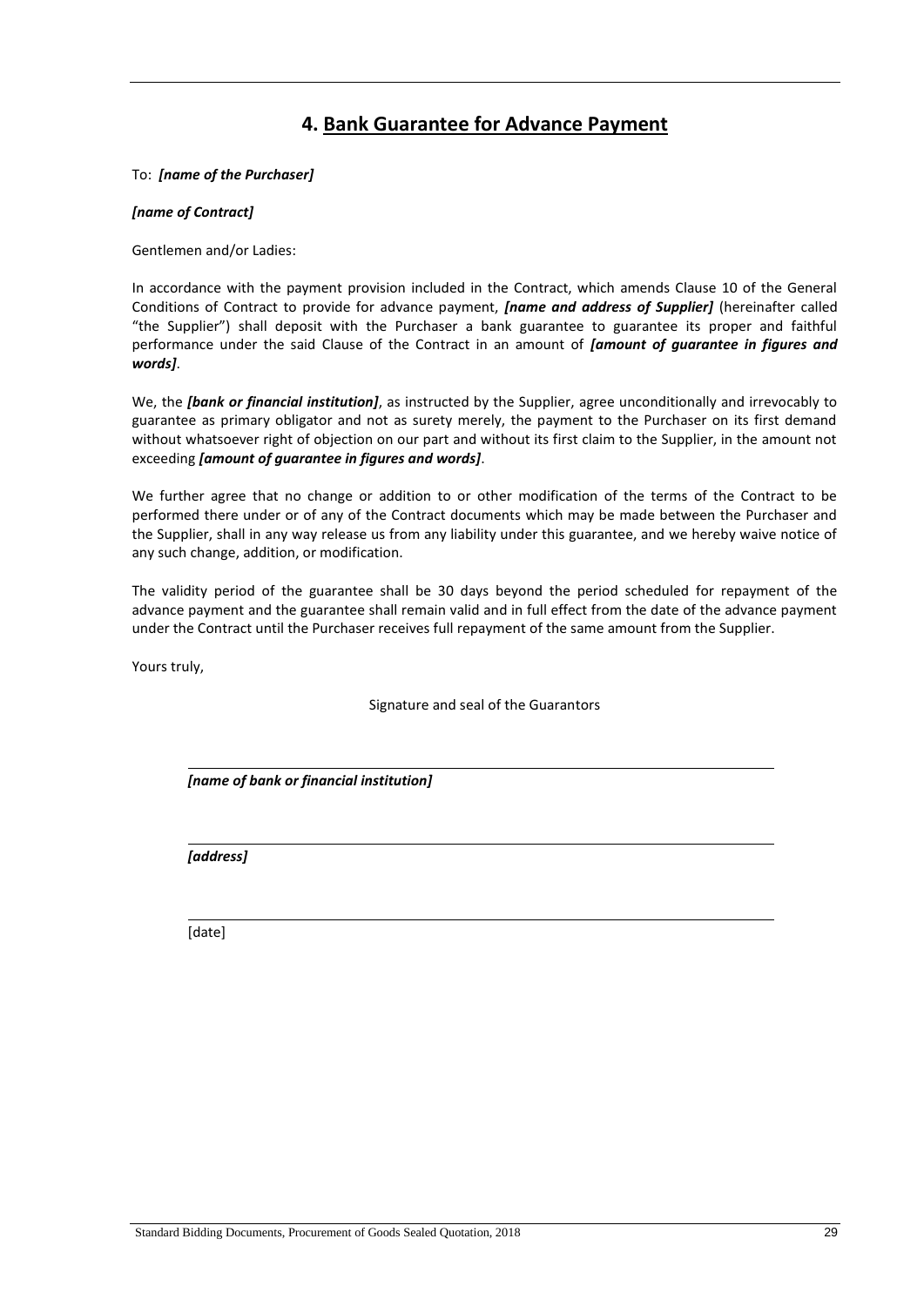# 4. Bank Guarantee for Advance Payment

To: ***[name of the Purchaser]***

***[name of Contract]***

Gentlemen and/or Ladies:

In accordance with the payment provision included in the Contract, which amends Clause 10 of the General Conditions of Contract to provide for advance payment, ***[name and address of Supplier]*** (hereinafter called "the Supplier") shall deposit with the Purchaser a bank guarantee to guarantee its proper and faithful performance under the said Clause of the Contract in an amount of ***[amount of guarantee in figures and words]***.

We, the ***[bank or financial institution]***, as instructed by the Supplier, agree unconditionally and irrevocably to guarantee as primary obligator and not as surety merely, the payment to the Purchaser on its first demand without whatsoever right of objection on our part and without its first claim to the Supplier, in the amount not exceeding ***[amount of guarantee in figures and words]***.

We further agree that no change or addition to or other modification of the terms of the Contract to be performed there under or of any of the Contract documents which may be made between the Purchaser and the Supplier, shall in any way release us from any liability under this guarantee, and we hereby waive notice of any such change, addition, or modification.

The validity period of the guarantee shall be 30 days beyond the period scheduled for repayment of the advance payment and the guarantee shall remain valid and in full effect from the date of the advance payment under the Contract until the Purchaser receives full repayment of the same amount from the Supplier.

Yours truly,

Signature and seal of the Guarantors

---

***[name of bank or financial institution]***

---

***[address]***

---

[date]